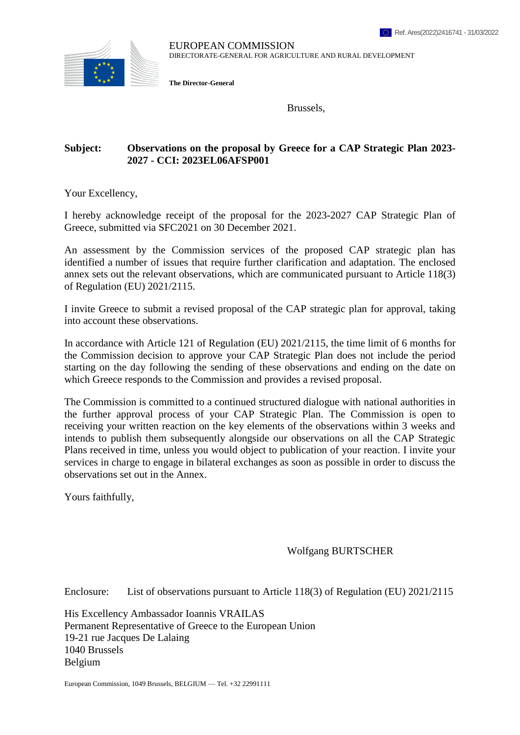Ref. Ares(2022)2416741 - 31/03/2022

EUROPEAN COMMISSION
DIRECTORATE-GENERAL FOR AGRICULTURE AND RURAL DEVELOPMENT

**The Director-General**

Brussels,

**Subject: Observations on the proposal by Greece for a CAP Strategic Plan 2023-2027 - CCI: 2023EL06AFSP001**

Your Excellency,

I hereby acknowledge receipt of the proposal for the 2023-2027 CAP Strategic Plan of Greece, submitted via SFC2021 on 30 December 2021.

An assessment by the Commission services of the proposed CAP strategic plan has identified a number of issues that require further clarification and adaptation. The enclosed annex sets out the relevant observations, which are communicated pursuant to Article 118(3) of Regulation (EU) 2021/2115.

I invite Greece to submit a revised proposal of the CAP strategic plan for approval, taking into account these observations.

In accordance with Article 121 of Regulation (EU) 2021/2115, the time limit of 6 months for the Commission decision to approve your CAP Strategic Plan does not include the period starting on the day following the sending of these observations and ending on the date on which Greece responds to the Commission and provides a revised proposal.

The Commission is committed to a continued structured dialogue with national authorities in the further approval process of your CAP Strategic Plan. The Commission is open to receiving your written reaction on the key elements of the observations within 3 weeks and intends to publish them subsequently alongside our observations on all the CAP Strategic Plans received in time, unless you would object to publication of your reaction. I invite your services in charge to engage in bilateral exchanges as soon as possible in order to discuss the observations set out in the Annex.

Yours faithfully,

Wolfgang BURTSCHER

Enclosure: List of observations pursuant to Article 118(3) of Regulation (EU) 2021/2115

His Excellency Ambassador Ioannis VRAILAS
Permanent Representative of Greece to the European Union
19-21 rue Jacques De Lalaing
1040 Brussels
Belgium

European Commission, 1049 Brussels, BELGIUM — Tel. +32 22991111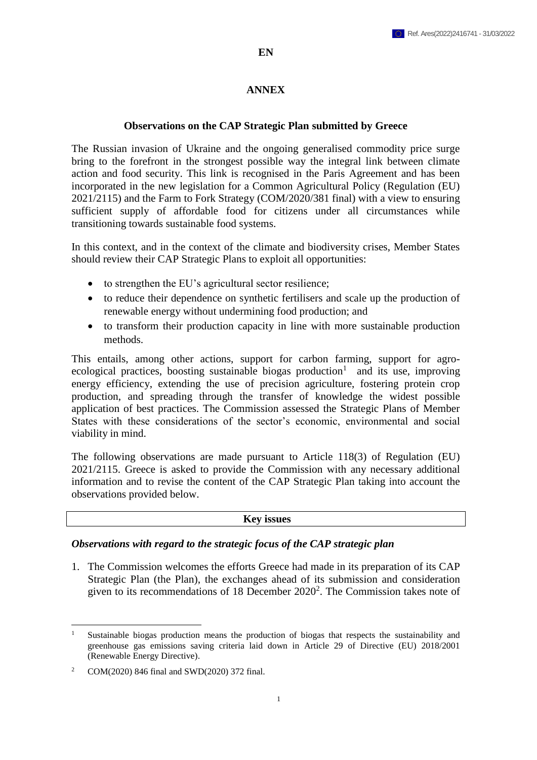**EN**

# ANNEX

## Observations on the CAP Strategic Plan submitted by Greece

The Russian invasion of Ukraine and the ongoing generalised commodity price surge bring to the forefront in the strongest possible way the integral link between climate action and food security. This link is recognised in the Paris Agreement and has been incorporated in the new legislation for a Common Agricultural Policy (Regulation (EU) 2021/2115) and the Farm to Fork Strategy (COM/2020/381 final) with a view to ensuring sufficient supply of affordable food for citizens under all circumstances while transitioning towards sustainable food systems.

In this context, and in the context of the climate and biodiversity crises, Member States should review their CAP Strategic Plans to exploit all opportunities:

- to strengthen the EU's agricultural sector resilience;
- to reduce their dependence on synthetic fertilisers and scale up the production of renewable energy without undermining food production; and
- to transform their production capacity in line with more sustainable production methods.

This entails, among other actions, support for carbon farming, support for agro-ecological practices, boosting sustainable biogas production[1] and its use, improving energy efficiency, extending the use of precision agriculture, fostering protein crop production, and spreading through the transfer of knowledge the widest possible application of best practices. The Commission assessed the Strategic Plans of Member States with these considerations of the sector's economic, environmental and social viability in mind.

The following observations are made pursuant to Article 118(3) of Regulation (EU) 2021/2115. Greece is asked to provide the Commission with any necessary additional information and to revise the content of the CAP Strategic Plan taking into account the observations provided below.

## Key issues

### *Observations with regard to the strategic focus of the CAP strategic plan*

1. The Commission welcomes the efforts Greece had made in its preparation of its CAP Strategic Plan (the Plan), the exchanges ahead of its submission and consideration given to its recommendations of 18 December 2020[2]. The Commission takes note of

---

[1] Sustainable biogas production means the production of biogas that respects the sustainability and greenhouse gas emissions saving criteria laid down in Article 29 of Directive (EU) 2018/2001 (Renewable Energy Directive).

[2] COM(2020) 846 final and SWD(2020) 372 final.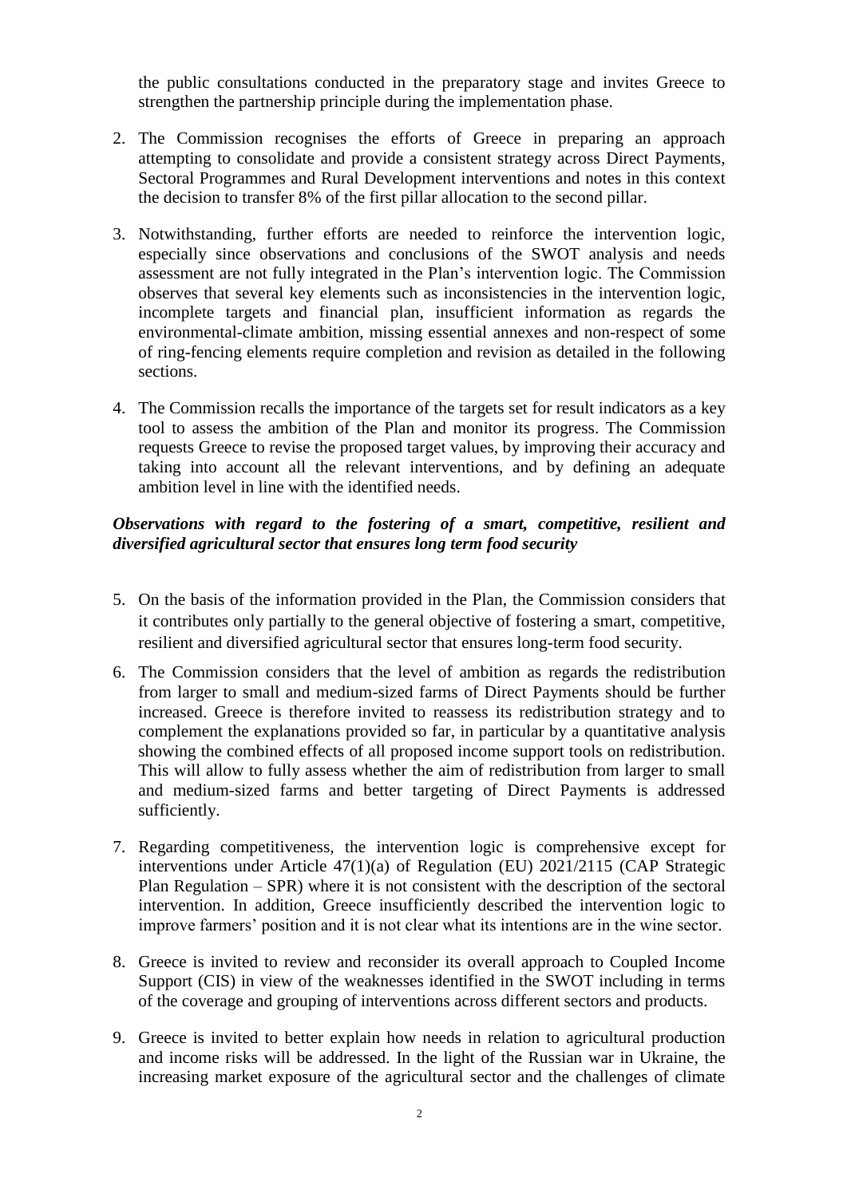the public consultations conducted in the preparatory stage and invites Greece to strengthen the partnership principle during the implementation phase.

2. The Commission recognises the efforts of Greece in preparing an approach attempting to consolidate and provide a consistent strategy across Direct Payments, Sectoral Programmes and Rural Development interventions and notes in this context the decision to transfer 8% of the first pillar allocation to the second pillar.

3. Notwithstanding, further efforts are needed to reinforce the intervention logic, especially since observations and conclusions of the SWOT analysis and needs assessment are not fully integrated in the Plan's intervention logic. The Commission observes that several key elements such as inconsistencies in the intervention logic, incomplete targets and financial plan, insufficient information as regards the environmental-climate ambition, missing essential annexes and non-respect of some of ring-fencing elements require completion and revision as detailed in the following sections.

4. The Commission recalls the importance of the targets set for result indicators as a key tool to assess the ambition of the Plan and monitor its progress. The Commission requests Greece to revise the proposed target values, by improving their accuracy and taking into account all the relevant interventions, and by defining an adequate ambition level in line with the identified needs.

***Observations with regard to the fostering of a smart, competitive, resilient and diversified agricultural sector that ensures long term food security***

5. On the basis of the information provided in the Plan, the Commission considers that it contributes only partially to the general objective of fostering a smart, competitive, resilient and diversified agricultural sector that ensures long-term food security.

6. The Commission considers that the level of ambition as regards the redistribution from larger to small and medium-sized farms of Direct Payments should be further increased. Greece is therefore invited to reassess its redistribution strategy and to complement the explanations provided so far, in particular by a quantitative analysis showing the combined effects of all proposed income support tools on redistribution. This will allow to fully assess whether the aim of redistribution from larger to small and medium-sized farms and better targeting of Direct Payments is addressed sufficiently.

7. Regarding competitiveness, the intervention logic is comprehensive except for interventions under Article 47(1)(a) of Regulation (EU) 2021/2115 (CAP Strategic Plan Regulation – SPR) where it is not consistent with the description of the sectoral intervention. In addition, Greece insufficiently described the intervention logic to improve farmers' position and it is not clear what its intentions are in the wine sector.

8. Greece is invited to review and reconsider its overall approach to Coupled Income Support (CIS) in view of the weaknesses identified in the SWOT including in terms of the coverage and grouping of interventions across different sectors and products.

9. Greece is invited to better explain how needs in relation to agricultural production and income risks will be addressed. In the light of the Russian war in Ukraine, the increasing market exposure of the agricultural sector and the challenges of climate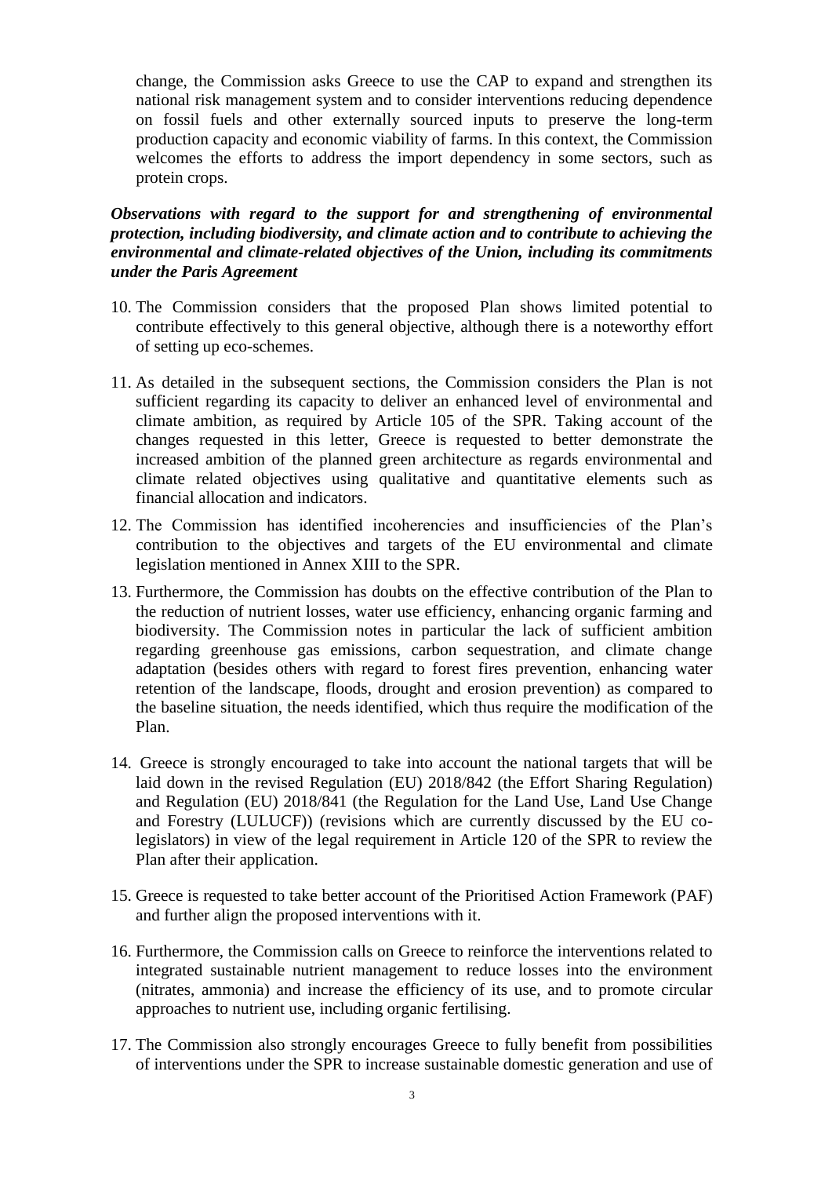change, the Commission asks Greece to use the CAP to expand and strengthen its national risk management system and to consider interventions reducing dependence on fossil fuels and other externally sourced inputs to preserve the long-term production capacity and economic viability of farms. In this context, the Commission welcomes the efforts to address the import dependency in some sectors, such as protein crops.

***Observations with regard to the support for and strengthening of environmental protection, including biodiversity, and climate action and to contribute to achieving the environmental and climate-related objectives of the Union, including its commitments under the Paris Agreement***

10. The Commission considers that the proposed Plan shows limited potential to contribute effectively to this general objective, although there is a noteworthy effort of setting up eco-schemes.

11. As detailed in the subsequent sections, the Commission considers the Plan is not sufficient regarding its capacity to deliver an enhanced level of environmental and climate ambition, as required by Article 105 of the SPR. Taking account of the changes requested in this letter, Greece is requested to better demonstrate the increased ambition of the planned green architecture as regards environmental and climate related objectives using qualitative and quantitative elements such as financial allocation and indicators.

12. The Commission has identified incoherencies and insufficiencies of the Plan's contribution to the objectives and targets of the EU environmental and climate legislation mentioned in Annex XIII to the SPR.

13. Furthermore, the Commission has doubts on the effective contribution of the Plan to the reduction of nutrient losses, water use efficiency, enhancing organic farming and biodiversity. The Commission notes in particular the lack of sufficient ambition regarding greenhouse gas emissions, carbon sequestration, and climate change adaptation (besides others with regard to forest fires prevention, enhancing water retention of the landscape, floods, drought and erosion prevention) as compared to the baseline situation, the needs identified, which thus require the modification of the Plan.

14. Greece is strongly encouraged to take into account the national targets that will be laid down in the revised Regulation (EU) 2018/842 (the Effort Sharing Regulation) and Regulation (EU) 2018/841 (the Regulation for the Land Use, Land Use Change and Forestry (LULUCF)) (revisions which are currently discussed by the EU co-legislators) in view of the legal requirement in Article 120 of the SPR to review the Plan after their application.

15. Greece is requested to take better account of the Prioritised Action Framework (PAF) and further align the proposed interventions with it.

16. Furthermore, the Commission calls on Greece to reinforce the interventions related to integrated sustainable nutrient management to reduce losses into the environment (nitrates, ammonia) and increase the efficiency of its use, and to promote circular approaches to nutrient use, including organic fertilising.

17. The Commission also strongly encourages Greece to fully benefit from possibilities of interventions under the SPR to increase sustainable domestic generation and use of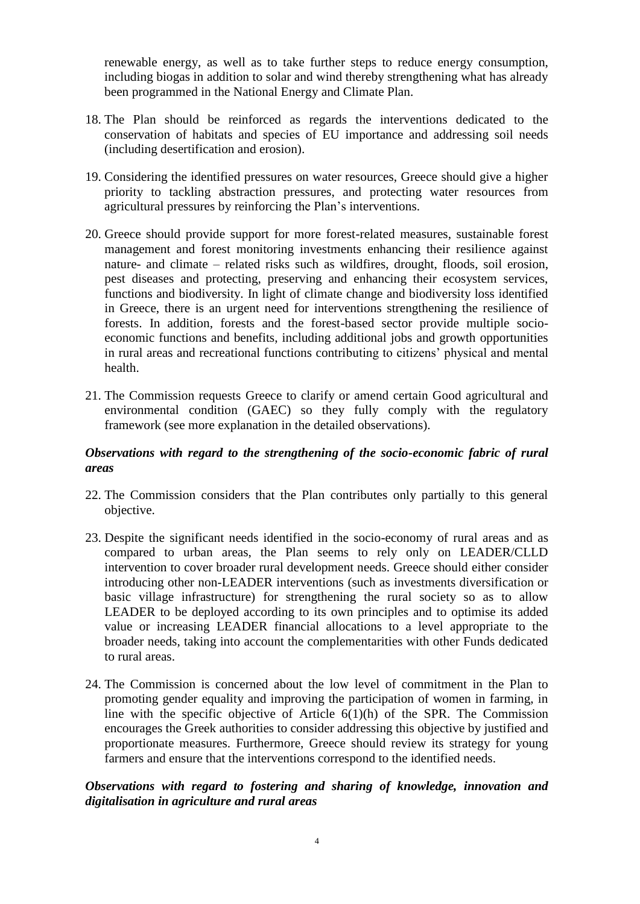renewable energy, as well as to take further steps to reduce energy consumption, including biogas in addition to solar and wind thereby strengthening what has already been programmed in the National Energy and Climate Plan.

18. The Plan should be reinforced as regards the interventions dedicated to the conservation of habitats and species of EU importance and addressing soil needs (including desertification and erosion).

19. Considering the identified pressures on water resources, Greece should give a higher priority to tackling abstraction pressures, and protecting water resources from agricultural pressures by reinforcing the Plan's interventions.

20. Greece should provide support for more forest-related measures, sustainable forest management and forest monitoring investments enhancing their resilience against nature- and climate – related risks such as wildfires, drought, floods, soil erosion, pest diseases and protecting, preserving and enhancing their ecosystem services, functions and biodiversity. In light of climate change and biodiversity loss identified in Greece, there is an urgent need for interventions strengthening the resilience of forests. In addition, forests and the forest-based sector provide multiple socio-economic functions and benefits, including additional jobs and growth opportunities in rural areas and recreational functions contributing to citizens' physical and mental health.

21. The Commission requests Greece to clarify or amend certain Good agricultural and environmental condition (GAEC) so they fully comply with the regulatory framework (see more explanation in the detailed observations).

***Observations with regard to the strengthening of the socio-economic fabric of rural areas***

22. The Commission considers that the Plan contributes only partially to this general objective.

23. Despite the significant needs identified in the socio-economy of rural areas and as compared to urban areas, the Plan seems to rely only on LEADER/CLLD intervention to cover broader rural development needs. Greece should either consider introducing other non-LEADER interventions (such as investments diversification or basic village infrastructure) for strengthening the rural society so as to allow LEADER to be deployed according to its own principles and to optimise its added value or increasing LEADER financial allocations to a level appropriate to the broader needs, taking into account the complementarities with other Funds dedicated to rural areas.

24. The Commission is concerned about the low level of commitment in the Plan to promoting gender equality and improving the participation of women in farming, in line with the specific objective of Article 6(1)(h) of the SPR. The Commission encourages the Greek authorities to consider addressing this objective by justified and proportionate measures. Furthermore, Greece should review its strategy for young farmers and ensure that the interventions correspond to the identified needs.

***Observations with regard to fostering and sharing of knowledge, innovation and digitalisation in agriculture and rural areas***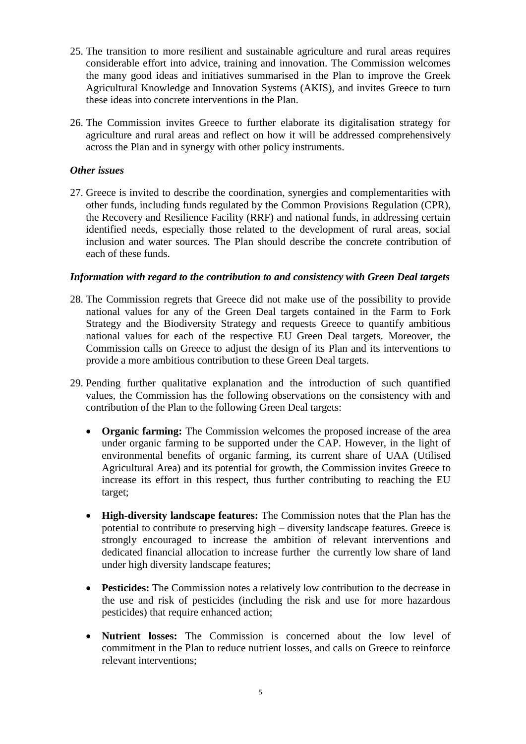25. The transition to more resilient and sustainable agriculture and rural areas requires considerable effort into advice, training and innovation. The Commission welcomes the many good ideas and initiatives summarised in the Plan to improve the Greek Agricultural Knowledge and Innovation Systems (AKIS), and invites Greece to turn these ideas into concrete interventions in the Plan.

26. The Commission invites Greece to further elaborate its digitalisation strategy for agriculture and rural areas and reflect on how it will be addressed comprehensively across the Plan and in synergy with other policy instruments.

***Other issues***

27. Greece is invited to describe the coordination, synergies and complementarities with other funds, including funds regulated by the Common Provisions Regulation (CPR), the Recovery and Resilience Facility (RRF) and national funds, in addressing certain identified needs, especially those related to the development of rural areas, social inclusion and water sources. The Plan should describe the concrete contribution of each of these funds.

***Information with regard to the contribution to and consistency with Green Deal targets***

28. The Commission regrets that Greece did not make use of the possibility to provide national values for any of the Green Deal targets contained in the Farm to Fork Strategy and the Biodiversity Strategy and requests Greece to quantify ambitious national values for each of the respective EU Green Deal targets. Moreover, the Commission calls on Greece to adjust the design of its Plan and its interventions to provide a more ambitious contribution to these Green Deal targets.

29. Pending further qualitative explanation and the introduction of such quantified values, the Commission has the following observations on the consistency with and contribution of the Plan to the following Green Deal targets:

    - **Organic farming:** The Commission welcomes the proposed increase of the area under organic farming to be supported under the CAP. However, in the light of environmental benefits of organic farming, its current share of UAA (Utilised Agricultural Area) and its potential for growth, the Commission invites Greece to increase its effort in this respect, thus further contributing to reaching the EU target;

    - **High-diversity landscape features:** The Commission notes that the Plan has the potential to contribute to preserving high – diversity landscape features. Greece is strongly encouraged to increase the ambition of relevant interventions and dedicated financial allocation to increase further the currently low share of land under high diversity landscape features;

    - **Pesticides:** The Commission notes a relatively low contribution to the decrease in the use and risk of pesticides (including the risk and use for more hazardous pesticides) that require enhanced action;

    - **Nutrient losses:** The Commission is concerned about the low level of commitment in the Plan to reduce nutrient losses, and calls on Greece to reinforce relevant interventions;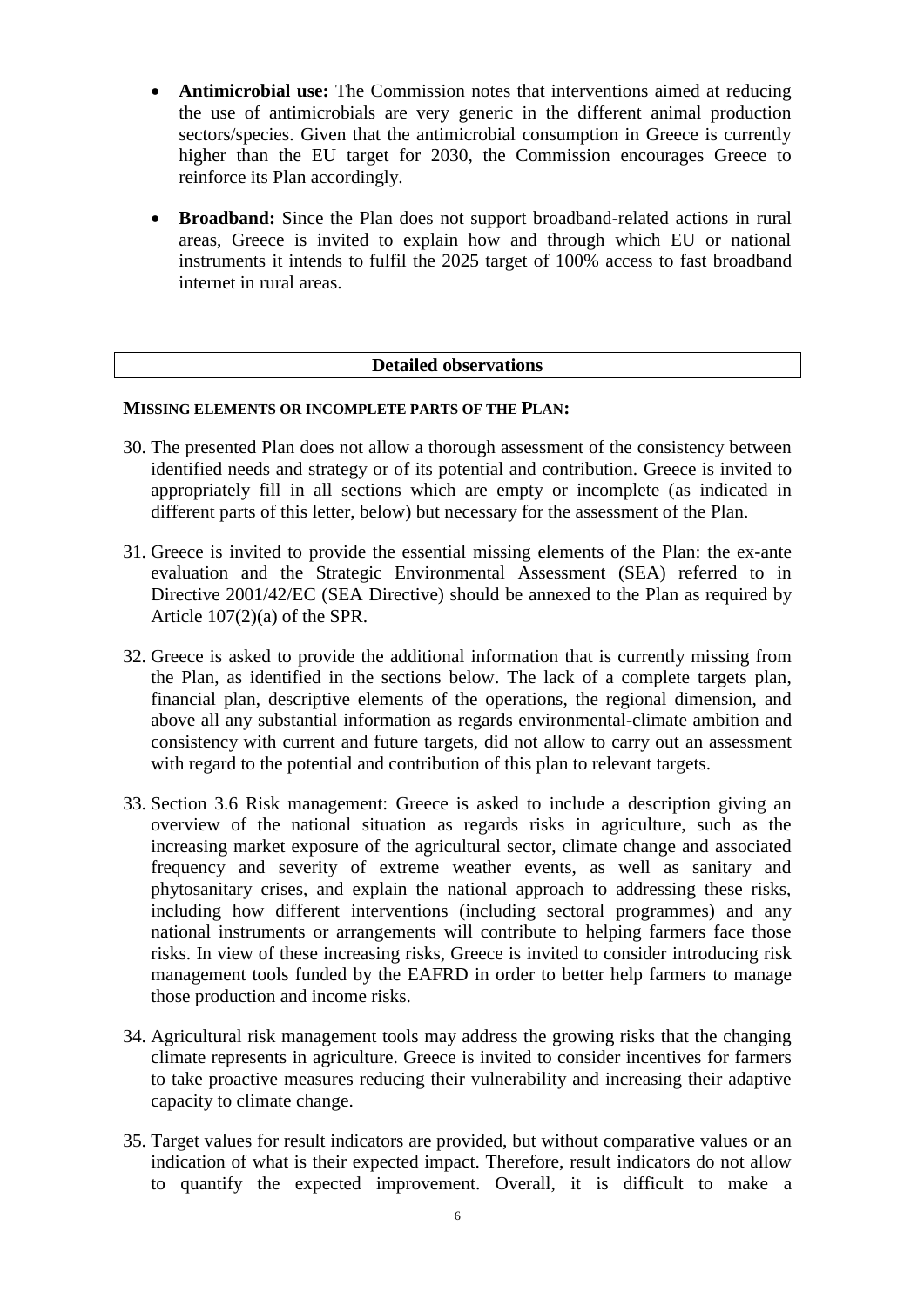- **Antimicrobial use:** The Commission notes that interventions aimed at reducing the use of antimicrobials are very generic in the different animal production sectors/species. Given that the antimicrobial consumption in Greece is currently higher than the EU target for 2030, the Commission encourages Greece to reinforce its Plan accordingly.

- **Broadband:** Since the Plan does not support broadband-related actions in rural areas, Greece is invited to explain how and through which EU or national instruments it intends to fulfil the 2025 target of 100% access to fast broadband internet in rural areas.

| **Detailed observations** |
|---|

**MISSING ELEMENTS OR INCOMPLETE PARTS OF THE PLAN:**

30. The presented Plan does not allow a thorough assessment of the consistency between identified needs and strategy or of its potential and contribution. Greece is invited to appropriately fill in all sections which are empty or incomplete (as indicated in different parts of this letter, below) but necessary for the assessment of the Plan.

31. Greece is invited to provide the essential missing elements of the Plan: the ex-ante evaluation and the Strategic Environmental Assessment (SEA) referred to in Directive 2001/42/EC (SEA Directive) should be annexed to the Plan as required by Article 107(2)(a) of the SPR.

32. Greece is asked to provide the additional information that is currently missing from the Plan, as identified in the sections below. The lack of a complete targets plan, financial plan, descriptive elements of the operations, the regional dimension, and above all any substantial information as regards environmental-climate ambition and consistency with current and future targets, did not allow to carry out an assessment with regard to the potential and contribution of this plan to relevant targets.

33. Section 3.6 Risk management: Greece is asked to include a description giving an overview of the national situation as regards risks in agriculture, such as the increasing market exposure of the agricultural sector, climate change and associated frequency and severity of extreme weather events, as well as sanitary and phytosanitary crises, and explain the national approach to addressing these risks, including how different interventions (including sectoral programmes) and any national instruments or arrangements will contribute to helping farmers face those risks. In view of these increasing risks, Greece is invited to consider introducing risk management tools funded by the EAFRD in order to better help farmers to manage those production and income risks.

34. Agricultural risk management tools may address the growing risks that the changing climate represents in agriculture. Greece is invited to consider incentives for farmers to take proactive measures reducing their vulnerability and increasing their adaptive capacity to climate change.

35. Target values for result indicators are provided, but without comparative values or an indication of what is their expected impact. Therefore, result indicators do not allow to quantify the expected improvement. Overall, it is difficult to make a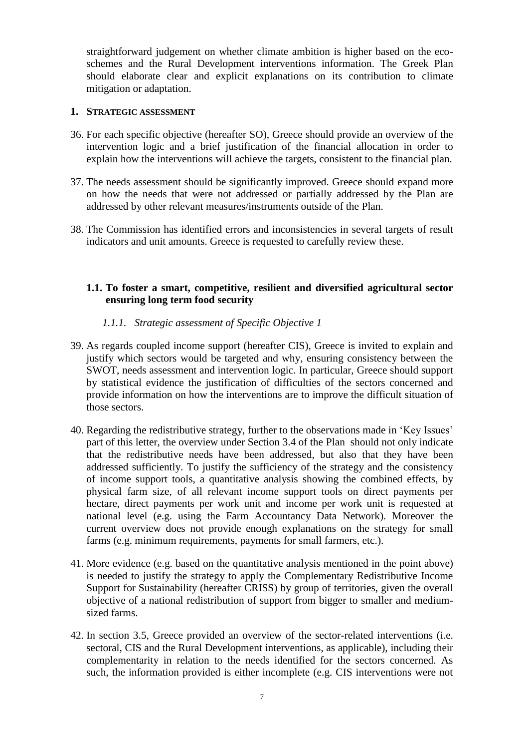straightforward judgement on whether climate ambition is higher based on the eco-schemes and the Rural Development interventions information. The Greek Plan should elaborate clear and explicit explanations on its contribution to climate mitigation or adaptation.

## 1. STRATEGIC ASSESSMENT

36. For each specific objective (hereafter SO), Greece should provide an overview of the intervention logic and a brief justification of the financial allocation in order to explain how the interventions will achieve the targets, consistent to the financial plan.

37. The needs assessment should be significantly improved. Greece should expand more on how the needs that were not addressed or partially addressed by the Plan are addressed by other relevant measures/instruments outside of the Plan.

38. The Commission has identified errors and inconsistencies in several targets of result indicators and unit amounts. Greece is requested to carefully review these.

### 1.1. To foster a smart, competitive, resilient and diversified agricultural sector ensuring long term food security

#### *1.1.1. Strategic assessment of Specific Objective 1*

39. As regards coupled income support (hereafter CIS), Greece is invited to explain and justify which sectors would be targeted and why, ensuring consistency between the SWOT, needs assessment and intervention logic. In particular, Greece should support by statistical evidence the justification of difficulties of the sectors concerned and provide information on how the interventions are to improve the difficult situation of those sectors.

40. Regarding the redistributive strategy, further to the observations made in 'Key Issues' part of this letter, the overview under Section 3.4 of the Plan should not only indicate that the redistributive needs have been addressed, but also that they have been addressed sufficiently. To justify the sufficiency of the strategy and the consistency of income support tools, a quantitative analysis showing the combined effects, by physical farm size, of all relevant income support tools on direct payments per hectare, direct payments per work unit and income per work unit is requested at national level (e.g. using the Farm Accountancy Data Network). Moreover the current overview does not provide enough explanations on the strategy for small farms (e.g. minimum requirements, payments for small farmers, etc.).

41. More evidence (e.g. based on the quantitative analysis mentioned in the point above) is needed to justify the strategy to apply the Complementary Redistributive Income Support for Sustainability (hereafter CRISS) by group of territories, given the overall objective of a national redistribution of support from bigger to smaller and medium-sized farms.

42. In section 3.5, Greece provided an overview of the sector-related interventions (i.e. sectoral, CIS and the Rural Development interventions, as applicable), including their complementarity in relation to the needs identified for the sectors concerned. As such, the information provided is either incomplete (e.g. CIS interventions were not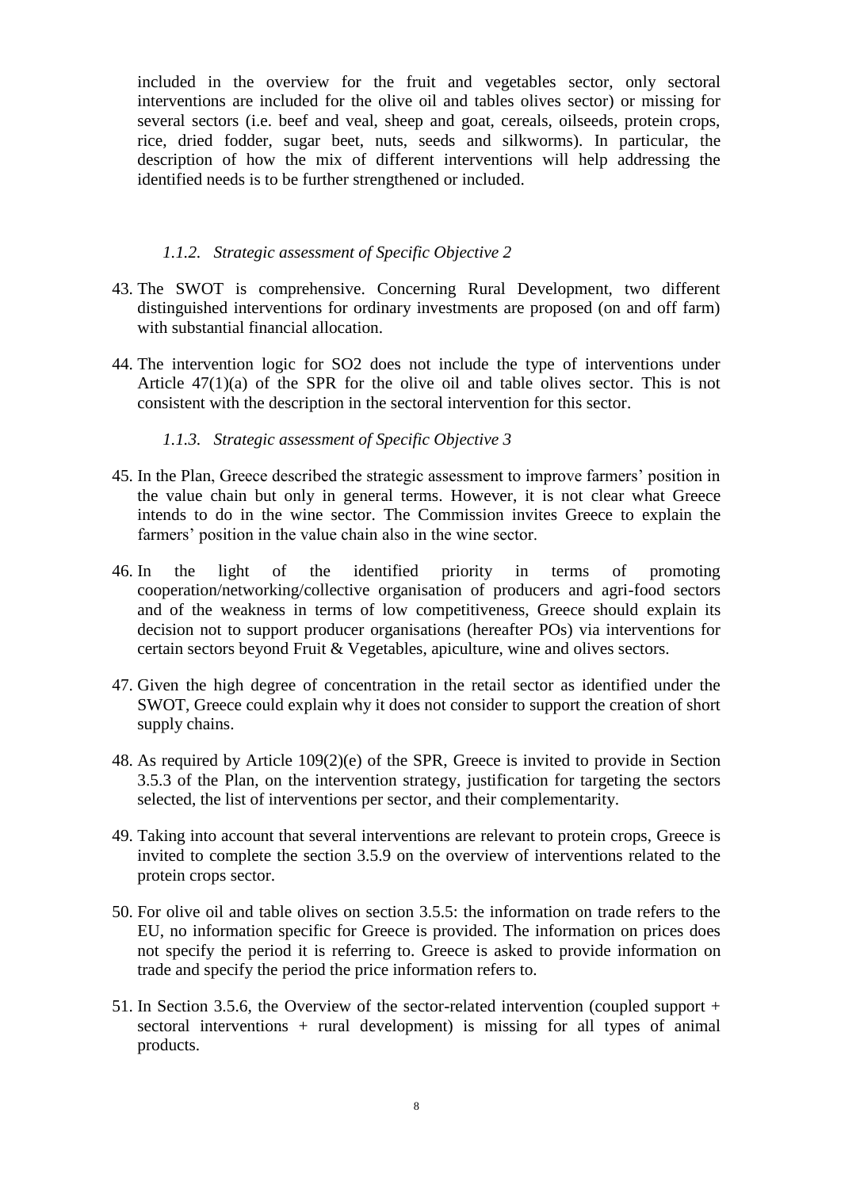included in the overview for the fruit and vegetables sector, only sectoral interventions are included for the olive oil and tables olives sector) or missing for several sectors (i.e. beef and veal, sheep and goat, cereals, oilseeds, protein crops, rice, dried fodder, sugar beet, nuts, seeds and silkworms). In particular, the description of how the mix of different interventions will help addressing the identified needs is to be further strengthened or included.

### *1.1.2. Strategic assessment of Specific Objective 2*

43. The SWOT is comprehensive. Concerning Rural Development, two different distinguished interventions for ordinary investments are proposed (on and off farm) with substantial financial allocation.

44. The intervention logic for SO2 does not include the type of interventions under Article 47(1)(a) of the SPR for the olive oil and table olives sector. This is not consistent with the description in the sectoral intervention for this sector.

### *1.1.3. Strategic assessment of Specific Objective 3*

45. In the Plan, Greece described the strategic assessment to improve farmers' position in the value chain but only in general terms. However, it is not clear what Greece intends to do in the wine sector. The Commission invites Greece to explain the farmers' position in the value chain also in the wine sector.

46. In the light of the identified priority in terms of promoting cooperation/networking/collective organisation of producers and agri-food sectors and of the weakness in terms of low competitiveness, Greece should explain its decision not to support producer organisations (hereafter POs) via interventions for certain sectors beyond Fruit & Vegetables, apiculture, wine and olives sectors.

47. Given the high degree of concentration in the retail sector as identified under the SWOT, Greece could explain why it does not consider to support the creation of short supply chains.

48. As required by Article 109(2)(e) of the SPR, Greece is invited to provide in Section 3.5.3 of the Plan, on the intervention strategy, justification for targeting the sectors selected, the list of interventions per sector, and their complementarity.

49. Taking into account that several interventions are relevant to protein crops, Greece is invited to complete the section 3.5.9 on the overview of interventions related to the protein crops sector.

50. For olive oil and table olives on section 3.5.5: the information on trade refers to the EU, no information specific for Greece is provided. The information on prices does not specify the period it is referring to. Greece is asked to provide information on trade and specify the period the price information refers to.

51. In Section 3.5.6, the Overview of the sector-related intervention (coupled support + sectoral interventions + rural development) is missing for all types of animal products.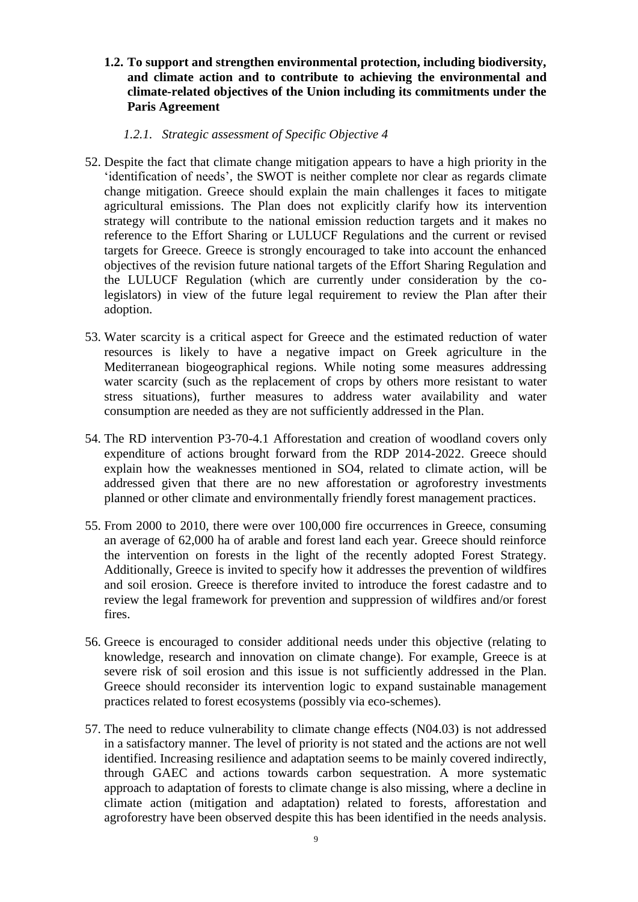## 1.2. To support and strengthen environmental protection, including biodiversity, and climate action and to contribute to achieving the environmental and climate-related objectives of the Union including its commitments under the Paris Agreement

### *1.2.1. Strategic assessment of Specific Objective 4*

52. Despite the fact that climate change mitigation appears to have a high priority in the 'identification of needs', the SWOT is neither complete nor clear as regards climate change mitigation. Greece should explain the main challenges it faces to mitigate agricultural emissions. The Plan does not explicitly clarify how its intervention strategy will contribute to the national emission reduction targets and it makes no reference to the Effort Sharing or LULUCF Regulations and the current or revised targets for Greece. Greece is strongly encouraged to take into account the enhanced objectives of the revision future national targets of the Effort Sharing Regulation and the LULUCF Regulation (which are currently under consideration by the co-legislators) in view of the future legal requirement to review the Plan after their adoption.

53. Water scarcity is a critical aspect for Greece and the estimated reduction of water resources is likely to have a negative impact on Greek agriculture in the Mediterranean biogeographical regions. While noting some measures addressing water scarcity (such as the replacement of crops by others more resistant to water stress situations), further measures to address water availability and water consumption are needed as they are not sufficiently addressed in the Plan.

54. The RD intervention P3-70-4.1 Afforestation and creation of woodland covers only expenditure of actions brought forward from the RDP 2014-2022. Greece should explain how the weaknesses mentioned in SO4, related to climate action, will be addressed given that there are no new afforestation or agroforestry investments planned or other climate and environmentally friendly forest management practices.

55. From 2000 to 2010, there were over 100,000 fire occurrences in Greece, consuming an average of 62,000 ha of arable and forest land each year. Greece should reinforce the intervention on forests in the light of the recently adopted Forest Strategy. Additionally, Greece is invited to specify how it addresses the prevention of wildfires and soil erosion. Greece is therefore invited to introduce the forest cadastre and to review the legal framework for prevention and suppression of wildfires and/or forest fires.

56. Greece is encouraged to consider additional needs under this objective (relating to knowledge, research and innovation on climate change). For example, Greece is at severe risk of soil erosion and this issue is not sufficiently addressed in the Plan. Greece should reconsider its intervention logic to expand sustainable management practices related to forest ecosystems (possibly via eco-schemes).

57. The need to reduce vulnerability to climate change effects (N04.03) is not addressed in a satisfactory manner. The level of priority is not stated and the actions are not well identified. Increasing resilience and adaptation seems to be mainly covered indirectly, through GAEC and actions towards carbon sequestration. A more systematic approach to adaptation of forests to climate change is also missing, where a decline in climate action (mitigation and adaptation) related to forests, afforestation and agroforestry have been observed despite this has been identified in the needs analysis.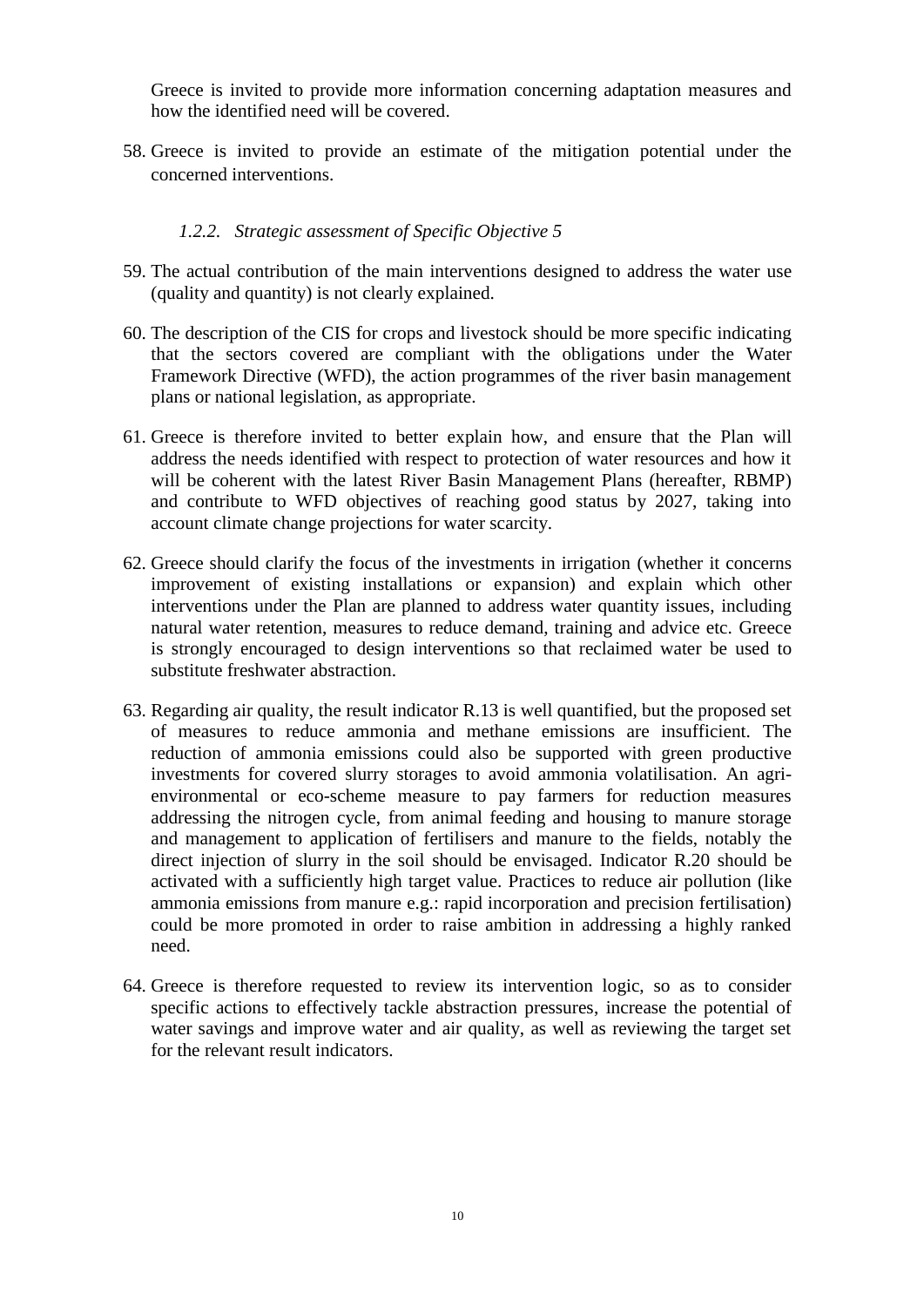Greece is invited to provide more information concerning adaptation measures and how the identified need will be covered.

58. Greece is invited to provide an estimate of the mitigation potential under the concerned interventions.

### *1.2.2. Strategic assessment of Specific Objective 5*

59. The actual contribution of the main interventions designed to address the water use (quality and quantity) is not clearly explained.

60. The description of the CIS for crops and livestock should be more specific indicating that the sectors covered are compliant with the obligations under the Water Framework Directive (WFD), the action programmes of the river basin management plans or national legislation, as appropriate.

61. Greece is therefore invited to better explain how, and ensure that the Plan will address the needs identified with respect to protection of water resources and how it will be coherent with the latest River Basin Management Plans (hereafter, RBMP) and contribute to WFD objectives of reaching good status by 2027, taking into account climate change projections for water scarcity.

62. Greece should clarify the focus of the investments in irrigation (whether it concerns improvement of existing installations or expansion) and explain which other interventions under the Plan are planned to address water quantity issues, including natural water retention, measures to reduce demand, training and advice etc. Greece is strongly encouraged to design interventions so that reclaimed water be used to substitute freshwater abstraction.

63. Regarding air quality, the result indicator R.13 is well quantified, but the proposed set of measures to reduce ammonia and methane emissions are insufficient. The reduction of ammonia emissions could also be supported with green productive investments for covered slurry storages to avoid ammonia volatilisation. An agri-environmental or eco-scheme measure to pay farmers for reduction measures addressing the nitrogen cycle, from animal feeding and housing to manure storage and management to application of fertilisers and manure to the fields, notably the direct injection of slurry in the soil should be envisaged. Indicator R.20 should be activated with a sufficiently high target value. Practices to reduce air pollution (like ammonia emissions from manure e.g.: rapid incorporation and precision fertilisation) could be more promoted in order to raise ambition in addressing a highly ranked need.

64. Greece is therefore requested to review its intervention logic, so as to consider specific actions to effectively tackle abstraction pressures, increase the potential of water savings and improve water and air quality, as well as reviewing the target set for the relevant result indicators.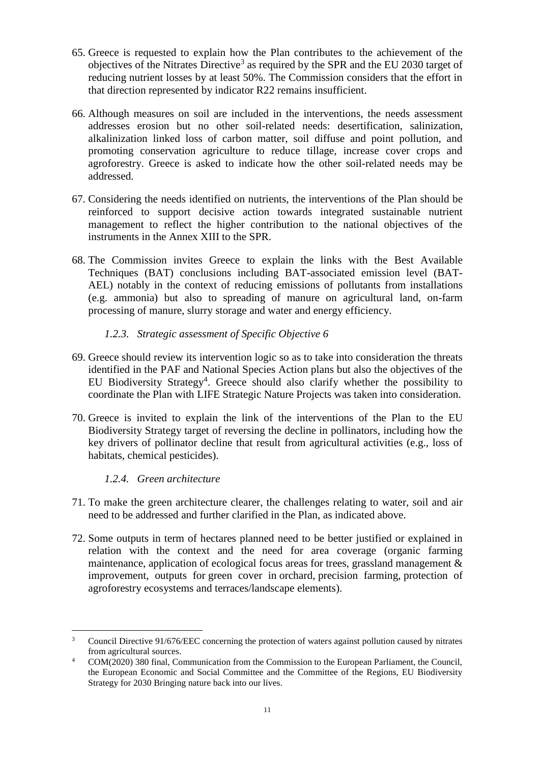65. Greece is requested to explain how the Plan contributes to the achievement of the objectives of the Nitrates Directive[3] as required by the SPR and the EU 2030 target of reducing nutrient losses by at least 50%. The Commission considers that the effort in that direction represented by indicator R22 remains insufficient.

66. Although measures on soil are included in the interventions, the needs assessment addresses erosion but no other soil-related needs: desertification, salinization, alkalinization linked loss of carbon matter, soil diffuse and point pollution, and promoting conservation agriculture to reduce tillage, increase cover crops and agroforestry. Greece is asked to indicate how the other soil-related needs may be addressed.

67. Considering the needs identified on nutrients, the interventions of the Plan should be reinforced to support decisive action towards integrated sustainable nutrient management to reflect the higher contribution to the national objectives of the instruments in the Annex XIII to the SPR.

68. The Commission invites Greece to explain the links with the Best Available Techniques (BAT) conclusions including BAT-associated emission level (BAT-AEL) notably in the context of reducing emissions of pollutants from installations (e.g. ammonia) but also to spreading of manure on agricultural land, on-farm processing of manure, slurry storage and water and energy efficiency.

### *1.2.3. Strategic assessment of Specific Objective 6*

69. Greece should review its intervention logic so as to take into consideration the threats identified in the PAF and National Species Action plans but also the objectives of the EU Biodiversity Strategy[4]. Greece should also clarify whether the possibility to coordinate the Plan with LIFE Strategic Nature Projects was taken into consideration.

70. Greece is invited to explain the link of the interventions of the Plan to the EU Biodiversity Strategy target of reversing the decline in pollinators, including how the key drivers of pollinator decline that result from agricultural activities (e.g., loss of habitats, chemical pesticides).

### *1.2.4. Green architecture*

71. To make the green architecture clearer, the challenges relating to water, soil and air need to be addressed and further clarified in the Plan, as indicated above.

72. Some outputs in term of hectares planned need to be better justified or explained in relation with the context and the need for area coverage (organic farming maintenance, application of ecological focus areas for trees, grassland management & improvement, outputs for green cover in orchard, precision farming, protection of agroforestry ecosystems and terraces/landscape elements).

---

[3] Council Directive 91/676/EEC concerning the protection of waters against pollution caused by nitrates from agricultural sources.

[4] COM(2020) 380 final, Communication from the Commission to the European Parliament, the Council, the European Economic and Social Committee and the Committee of the Regions, EU Biodiversity Strategy for 2030 Bringing nature back into our lives.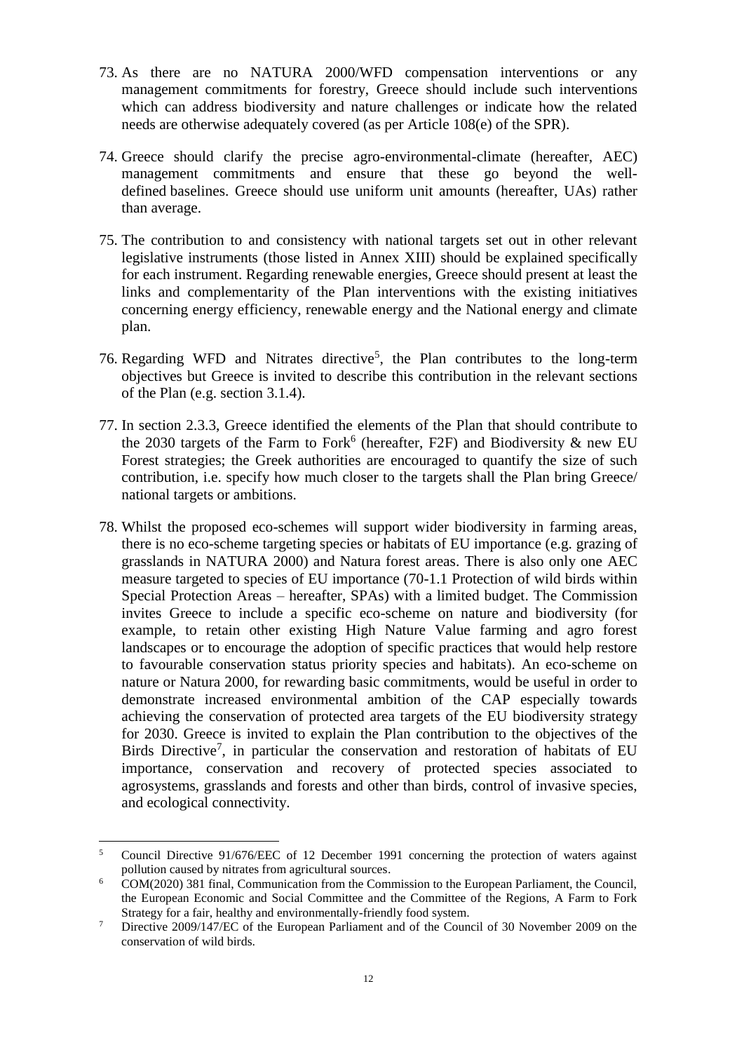73. As there are no NATURA 2000/WFD compensation interventions or any management commitments for forestry, Greece should include such interventions which can address biodiversity and nature challenges or indicate how the related needs are otherwise adequately covered (as per Article 108(e) of the SPR).

74. Greece should clarify the precise agro-environmental-climate (hereafter, AEC) management commitments and ensure that these go beyond the well-defined baselines. Greece should use uniform unit amounts (hereafter, UAs) rather than average.

75. The contribution to and consistency with national targets set out in other relevant legislative instruments (those listed in Annex XIII) should be explained specifically for each instrument. Regarding renewable energies, Greece should present at least the links and complementarity of the Plan interventions with the existing initiatives concerning energy efficiency, renewable energy and the National energy and climate plan.

76. Regarding WFD and Nitrates directive[5], the Plan contributes to the long-term objectives but Greece is invited to describe this contribution in the relevant sections of the Plan (e.g. section 3.1.4).

77. In section 2.3.3, Greece identified the elements of the Plan that should contribute to the 2030 targets of the Farm to Fork[6] (hereafter, F2F) and Biodiversity & new EU Forest strategies; the Greek authorities are encouraged to quantify the size of such contribution, i.e. specify how much closer to the targets shall the Plan bring Greece/ national targets or ambitions.

78. Whilst the proposed eco-schemes will support wider biodiversity in farming areas, there is no eco-scheme targeting species or habitats of EU importance (e.g. grazing of grasslands in NATURA 2000) and Natura forest areas. There is also only one AEC measure targeted to species of EU importance (70-1.1 Protection of wild birds within Special Protection Areas – hereafter, SPAs) with a limited budget. The Commission invites Greece to include a specific eco-scheme on nature and biodiversity (for example, to retain other existing High Nature Value farming and agro forest landscapes or to encourage the adoption of specific practices that would help restore to favourable conservation status priority species and habitats). An eco-scheme on nature or Natura 2000, for rewarding basic commitments, would be useful in order to demonstrate increased environmental ambition of the CAP especially towards achieving the conservation of protected area targets of the EU biodiversity strategy for 2030. Greece is invited to explain the Plan contribution to the objectives of the Birds Directive[7], in particular the conservation and restoration of habitats of EU importance, conservation and recovery of protected species associated to agrosystems, grasslands and forests and other than birds, control of invasive species, and ecological connectivity.

---

[5] Council Directive 91/676/EEC of 12 December 1991 concerning the protection of waters against pollution caused by nitrates from agricultural sources.

[6] COM(2020) 381 final, Communication from the Commission to the European Parliament, the Council, the European Economic and Social Committee and the Committee of the Regions, A Farm to Fork Strategy for a fair, healthy and environmentally-friendly food system.

[7] Directive 2009/147/EC of the European Parliament and of the Council of 30 November 2009 on the conservation of wild birds.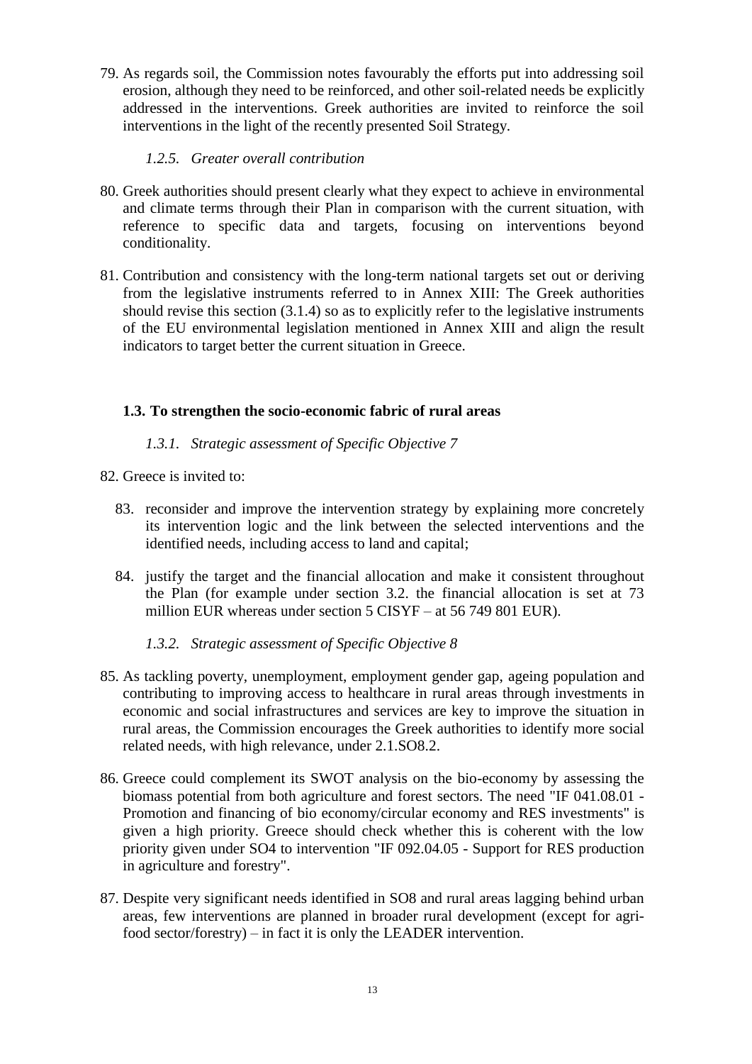79. As regards soil, the Commission notes favourably the efforts put into addressing soil erosion, although they need to be reinforced, and other soil-related needs be explicitly addressed in the interventions. Greek authorities are invited to reinforce the soil interventions in the light of the recently presented Soil Strategy.

#### *1.2.5. Greater overall contribution*

80. Greek authorities should present clearly what they expect to achieve in environmental and climate terms through their Plan in comparison with the current situation, with reference to specific data and targets, focusing on interventions beyond conditionality.

81. Contribution and consistency with the long-term national targets set out or deriving from the legislative instruments referred to in Annex XIII: The Greek authorities should revise this section (3.1.4) so as to explicitly refer to the legislative instruments of the EU environmental legislation mentioned in Annex XIII and align the result indicators to target better the current situation in Greece.

### **1.3. To strengthen the socio-economic fabric of rural areas**

#### *1.3.1. Strategic assessment of Specific Objective 7*

82. Greece is invited to:

    83. reconsider and improve the intervention strategy by explaining more concretely its intervention logic and the link between the selected interventions and the identified needs, including access to land and capital;

    84. justify the target and the financial allocation and make it consistent throughout the Plan (for example under section 3.2. the financial allocation is set at 73 million EUR whereas under section 5 CISYF – at 56 749 801 EUR).

#### *1.3.2. Strategic assessment of Specific Objective 8*

85. As tackling poverty, unemployment, employment gender gap, ageing population and contributing to improving access to healthcare in rural areas through investments in economic and social infrastructures and services are key to improve the situation in rural areas, the Commission encourages the Greek authorities to identify more social related needs, with high relevance, under 2.1.SO8.2.

86. Greece could complement its SWOT analysis on the bio-economy by assessing the biomass potential from both agriculture and forest sectors. The need "IF 041.08.01 - Promotion and financing of bio economy/circular economy and RES investments" is given a high priority. Greece should check whether this is coherent with the low priority given under SO4 to intervention "IF 092.04.05 - Support for RES production in agriculture and forestry".

87. Despite very significant needs identified in SO8 and rural areas lagging behind urban areas, few interventions are planned in broader rural development (except for agri-food sector/forestry) – in fact it is only the LEADER intervention.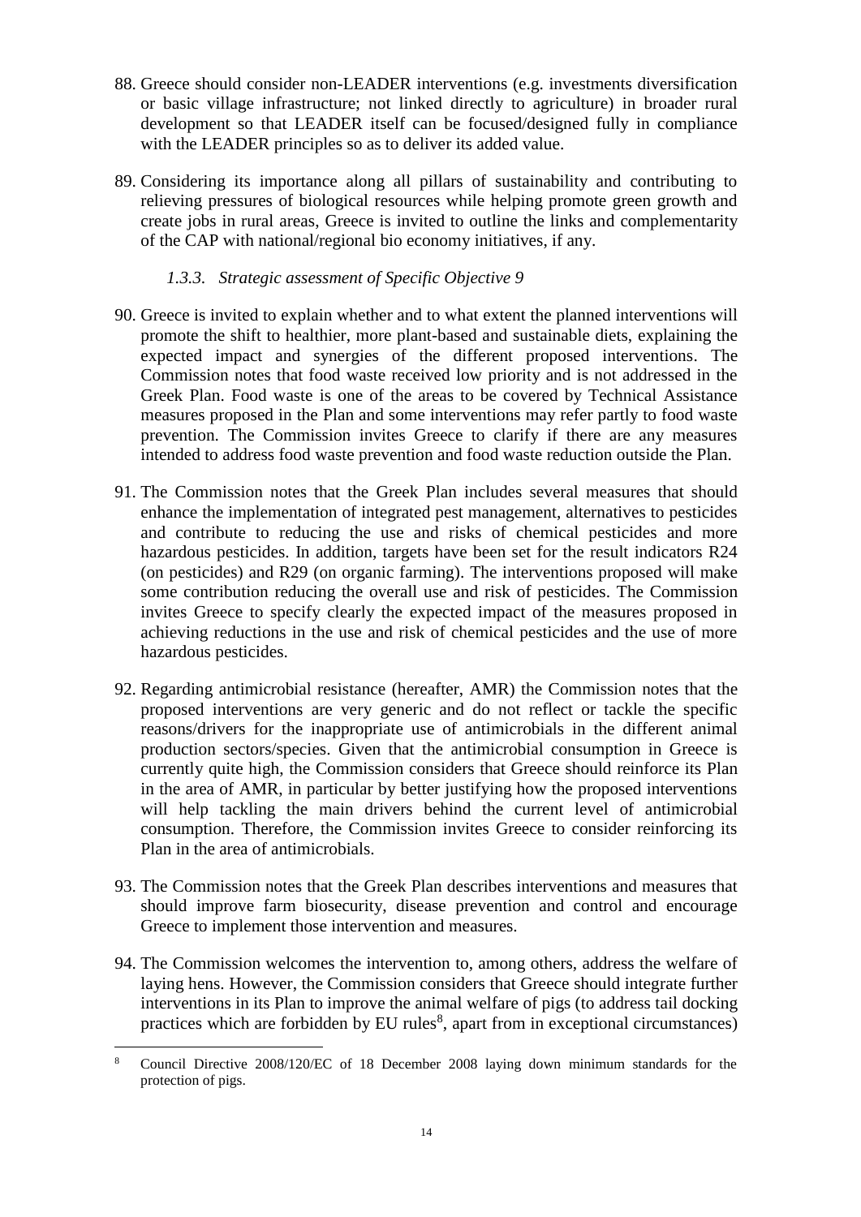88. Greece should consider non-LEADER interventions (e.g. investments diversification or basic village infrastructure; not linked directly to agriculture) in broader rural development so that LEADER itself can be focused/designed fully in compliance with the LEADER principles so as to deliver its added value.

89. Considering its importance along all pillars of sustainability and contributing to relieving pressures of biological resources while helping promote green growth and create jobs in rural areas, Greece is invited to outline the links and complementarity of the CAP with national/regional bio economy initiatives, if any.

### *1.3.3. Strategic assessment of Specific Objective 9*

90. Greece is invited to explain whether and to what extent the planned interventions will promote the shift to healthier, more plant-based and sustainable diets, explaining the expected impact and synergies of the different proposed interventions. The Commission notes that food waste received low priority and is not addressed in the Greek Plan. Food waste is one of the areas to be covered by Technical Assistance measures proposed in the Plan and some interventions may refer partly to food waste prevention. The Commission invites Greece to clarify if there are any measures intended to address food waste prevention and food waste reduction outside the Plan.

91. The Commission notes that the Greek Plan includes several measures that should enhance the implementation of integrated pest management, alternatives to pesticides and contribute to reducing the use and risks of chemical pesticides and more hazardous pesticides. In addition, targets have been set for the result indicators R24 (on pesticides) and R29 (on organic farming). The interventions proposed will make some contribution reducing the overall use and risk of pesticides. The Commission invites Greece to specify clearly the expected impact of the measures proposed in achieving reductions in the use and risk of chemical pesticides and the use of more hazardous pesticides.

92. Regarding antimicrobial resistance (hereafter, AMR) the Commission notes that the proposed interventions are very generic and do not reflect or tackle the specific reasons/drivers for the inappropriate use of antimicrobials in the different animal production sectors/species. Given that the antimicrobial consumption in Greece is currently quite high, the Commission considers that Greece should reinforce its Plan in the area of AMR, in particular by better justifying how the proposed interventions will help tackling the main drivers behind the current level of antimicrobial consumption. Therefore, the Commission invites Greece to consider reinforcing its Plan in the area of antimicrobials.

93. The Commission notes that the Greek Plan describes interventions and measures that should improve farm biosecurity, disease prevention and control and encourage Greece to implement those intervention and measures.

94. The Commission welcomes the intervention to, among others, address the welfare of laying hens. However, the Commission considers that Greece should integrate further interventions in its Plan to improve the animal welfare of pigs (to address tail docking practices which are forbidden by EU rules[8], apart from in exceptional circumstances)

[8] Council Directive 2008/120/EC of 18 December 2008 laying down minimum standards for the protection of pigs.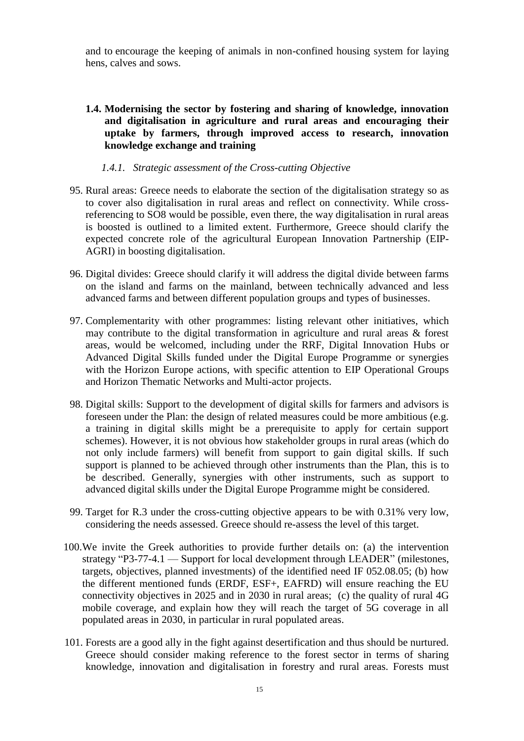and to encourage the keeping of animals in non-confined housing system for laying hens, calves and sows.

### 1.4. Modernising the sector by fostering and sharing of knowledge, innovation and digitalisation in agriculture and rural areas and encouraging their uptake by farmers, through improved access to research, innovation knowledge exchange and training

#### *1.4.1. Strategic assessment of the Cross-cutting Objective*

95. Rural areas: Greece needs to elaborate the section of the digitalisation strategy so as to cover also digitalisation in rural areas and reflect on connectivity. While cross-referencing to SO8 would be possible, even there, the way digitalisation in rural areas is boosted is outlined to a limited extent. Furthermore, Greece should clarify the expected concrete role of the agricultural European Innovation Partnership (EIP-AGRI) in boosting digitalisation.

96. Digital divides: Greece should clarify it will address the digital divide between farms on the island and farms on the mainland, between technically advanced and less advanced farms and between different population groups and types of businesses.

97. Complementarity with other programmes: listing relevant other initiatives, which may contribute to the digital transformation in agriculture and rural areas & forest areas, would be welcomed, including under the RRF, Digital Innovation Hubs or Advanced Digital Skills funded under the Digital Europe Programme or synergies with the Horizon Europe actions, with specific attention to EIP Operational Groups and Horizon Thematic Networks and Multi-actor projects.

98. Digital skills: Support to the development of digital skills for farmers and advisors is foreseen under the Plan: the design of related measures could be more ambitious (e.g. a training in digital skills might be a prerequisite to apply for certain support schemes). However, it is not obvious how stakeholder groups in rural areas (which do not only include farmers) will benefit from support to gain digital skills. If such support is planned to be achieved through other instruments than the Plan, this is to be described. Generally, synergies with other instruments, such as support to advanced digital skills under the Digital Europe Programme might be considered.

99. Target for R.3 under the cross-cutting objective appears to be with 0.31% very low, considering the needs assessed. Greece should re-assess the level of this target.

100. We invite the Greek authorities to provide further details on: (a) the intervention strategy "P3-77-4.1 — Support for local development through LEADER" (milestones, targets, objectives, planned investments) of the identified need IF 052.08.05; (b) how the different mentioned funds (ERDF, ESF+, EAFRD) will ensure reaching the EU connectivity objectives in 2025 and in 2030 in rural areas; (c) the quality of rural 4G mobile coverage, and explain how they will reach the target of 5G coverage in all populated areas in 2030, in particular in rural populated areas.

101. Forests are a good ally in the fight against desertification and thus should be nurtured. Greece should consider making reference to the forest sector in terms of sharing knowledge, innovation and digitalisation in forestry and rural areas. Forests must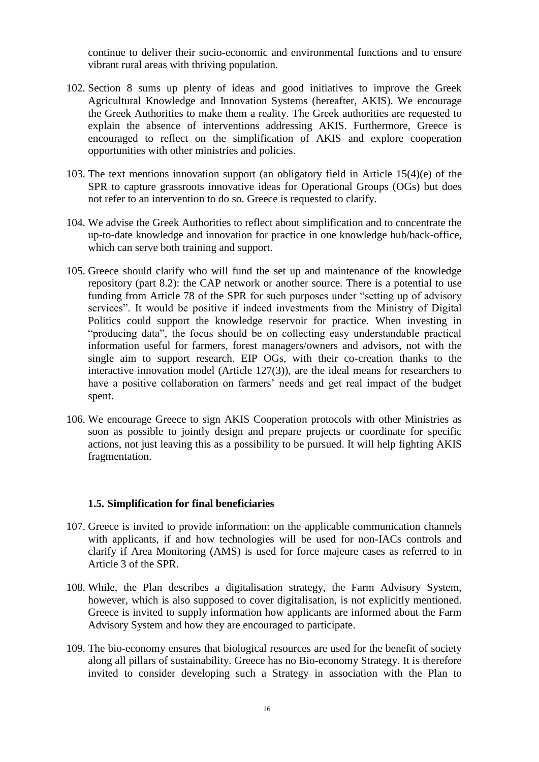continue to deliver their socio-economic and environmental functions and to ensure vibrant rural areas with thriving population.

102. Section 8 sums up plenty of ideas and good initiatives to improve the Greek Agricultural Knowledge and Innovation Systems (hereafter, AKIS). We encourage the Greek Authorities to make them a reality. The Greek authorities are requested to explain the absence of interventions addressing AKIS. Furthermore, Greece is encouraged to reflect on the simplification of AKIS and explore cooperation opportunities with other ministries and policies.

103. The text mentions innovation support (an obligatory field in Article 15(4)(e) of the SPR to capture grassroots innovative ideas for Operational Groups (OGs) but does not refer to an intervention to do so. Greece is requested to clarify.

104. We advise the Greek Authorities to reflect about simplification and to concentrate the up-to-date knowledge and innovation for practice in one knowledge hub/back-office, which can serve both training and support.

105. Greece should clarify who will fund the set up and maintenance of the knowledge repository (part 8.2): the CAP network or another source. There is a potential to use funding from Article 78 of the SPR for such purposes under "setting up of advisory services". It would be positive if indeed investments from the Ministry of Digital Politics could support the knowledge reservoir for practice. When investing in "producing data", the focus should be on collecting easy understandable practical information useful for farmers, forest managers/owners and advisors, not with the single aim to support research. EIP OGs, with their co-creation thanks to the interactive innovation model (Article 127(3)), are the ideal means for researchers to have a positive collaboration on farmers' needs and get real impact of the budget spent.

106. We encourage Greece to sign AKIS Cooperation protocols with other Ministries as soon as possible to jointly design and prepare projects or coordinate for specific actions, not just leaving this as a possibility to be pursued. It will help fighting AKIS fragmentation.

### 1.5. Simplification for final beneficiaries

107. Greece is invited to provide information: on the applicable communication channels with applicants, if and how technologies will be used for non-IACs controls and clarify if Area Monitoring (AMS) is used for force majeure cases as referred to in Article 3 of the SPR.

108. While, the Plan describes a digitalisation strategy, the Farm Advisory System, however, which is also supposed to cover digitalisation, is not explicitly mentioned. Greece is invited to supply information how applicants are informed about the Farm Advisory System and how they are encouraged to participate.

109. The bio-economy ensures that biological resources are used for the benefit of society along all pillars of sustainability. Greece has no Bio-economy Strategy. It is therefore invited to consider developing such a Strategy in association with the Plan to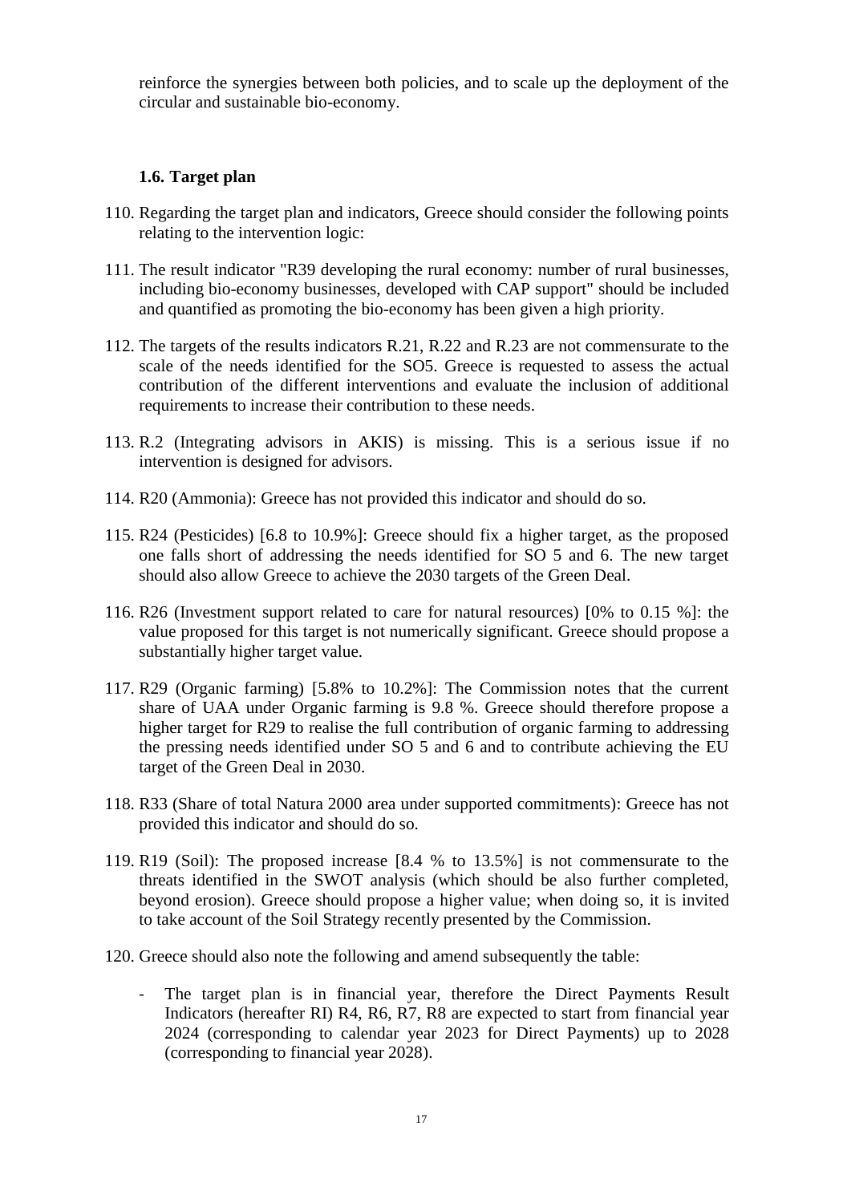reinforce the synergies between both policies, and to scale up the deployment of the circular and sustainable bio-economy.

### 1.6. Target plan

110. Regarding the target plan and indicators, Greece should consider the following points relating to the intervention logic:

111. The result indicator "R39 developing the rural economy: number of rural businesses, including bio-economy businesses, developed with CAP support" should be included and quantified as promoting the bio-economy has been given a high priority.

112. The targets of the results indicators R.21, R.22 and R.23 are not commensurate to the scale of the needs identified for the SO5. Greece is requested to assess the actual contribution of the different interventions and evaluate the inclusion of additional requirements to increase their contribution to these needs.

113. R.2 (Integrating advisors in AKIS) is missing. This is a serious issue if no intervention is designed for advisors.

114. R20 (Ammonia): Greece has not provided this indicator and should do so.

115. R24 (Pesticides) [6.8 to 10.9%]: Greece should fix a higher target, as the proposed one falls short of addressing the needs identified for SO 5 and 6. The new target should also allow Greece to achieve the 2030 targets of the Green Deal.

116. R26 (Investment support related to care for natural resources) [0% to 0.15 %]: the value proposed for this target is not numerically significant. Greece should propose a substantially higher target value.

117. R29 (Organic farming) [5.8% to 10.2%]: The Commission notes that the current share of UAA under Organic farming is 9.8 %. Greece should therefore propose a higher target for R29 to realise the full contribution of organic farming to addressing the pressing needs identified under SO 5 and 6 and to contribute achieving the EU target of the Green Deal in 2030.

118. R33 (Share of total Natura 2000 area under supported commitments): Greece has not provided this indicator and should do so.

119. R19 (Soil): The proposed increase [8.4 % to 13.5%] is not commensurate to the threats identified in the SWOT analysis (which should be also further completed, beyond erosion). Greece should propose a higher value; when doing so, it is invited to take account of the Soil Strategy recently presented by the Commission.

120. Greece should also note the following and amend subsequently the table:

    - The target plan is in financial year, therefore the Direct Payments Result Indicators (hereafter RI) R4, R6, R7, R8 are expected to start from financial year 2024 (corresponding to calendar year 2023 for Direct Payments) up to 2028 (corresponding to financial year 2028).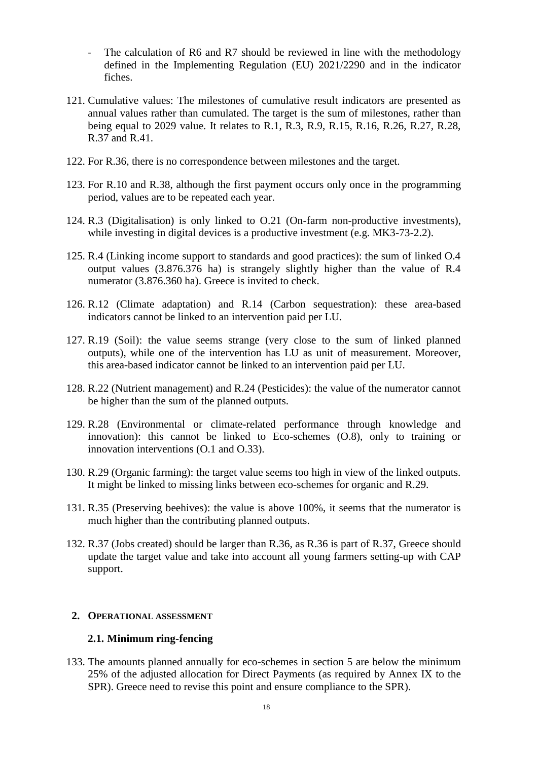- The calculation of R6 and R7 should be reviewed in line with the methodology defined in the Implementing Regulation (EU) 2021/2290 and in the indicator fiches.

121. Cumulative values: The milestones of cumulative result indicators are presented as annual values rather than cumulated. The target is the sum of milestones, rather than being equal to 2029 value. It relates to R.1, R.3, R.9, R.15, R.16, R.26, R.27, R.28, R.37 and R.41.

122. For R.36, there is no correspondence between milestones and the target.

123. For R.10 and R.38, although the first payment occurs only once in the programming period, values are to be repeated each year.

124. R.3 (Digitalisation) is only linked to O.21 (On-farm non-productive investments), while investing in digital devices is a productive investment (e.g. MK3-73-2.2).

125. R.4 (Linking income support to standards and good practices): the sum of linked O.4 output values (3.876.376 ha) is strangely slightly higher than the value of R.4 numerator (3.876.360 ha). Greece is invited to check.

126. R.12 (Climate adaptation) and R.14 (Carbon sequestration): these area-based indicators cannot be linked to an intervention paid per LU.

127. R.19 (Soil): the value seems strange (very close to the sum of linked planned outputs), while one of the intervention has LU as unit of measurement. Moreover, this area-based indicator cannot be linked to an intervention paid per LU.

128. R.22 (Nutrient management) and R.24 (Pesticides): the value of the numerator cannot be higher than the sum of the planned outputs.

129. R.28 (Environmental or climate-related performance through knowledge and innovation): this cannot be linked to Eco-schemes (O.8), only to training or innovation interventions (O.1 and O.33).

130. R.29 (Organic farming): the target value seems too high in view of the linked outputs. It might be linked to missing links between eco-schemes for organic and R.29.

131. R.35 (Preserving beehives): the value is above 100%, it seems that the numerator is much higher than the contributing planned outputs.

132. R.37 (Jobs created) should be larger than R.36, as R.36 is part of R.37, Greece should update the target value and take into account all young farmers setting-up with CAP support.

## 2. Operational assessment

### 2.1. Minimum ring-fencing

133. The amounts planned annually for eco-schemes in section 5 are below the minimum 25% of the adjusted allocation for Direct Payments (as required by Annex IX to the SPR). Greece need to revise this point and ensure compliance to the SPR).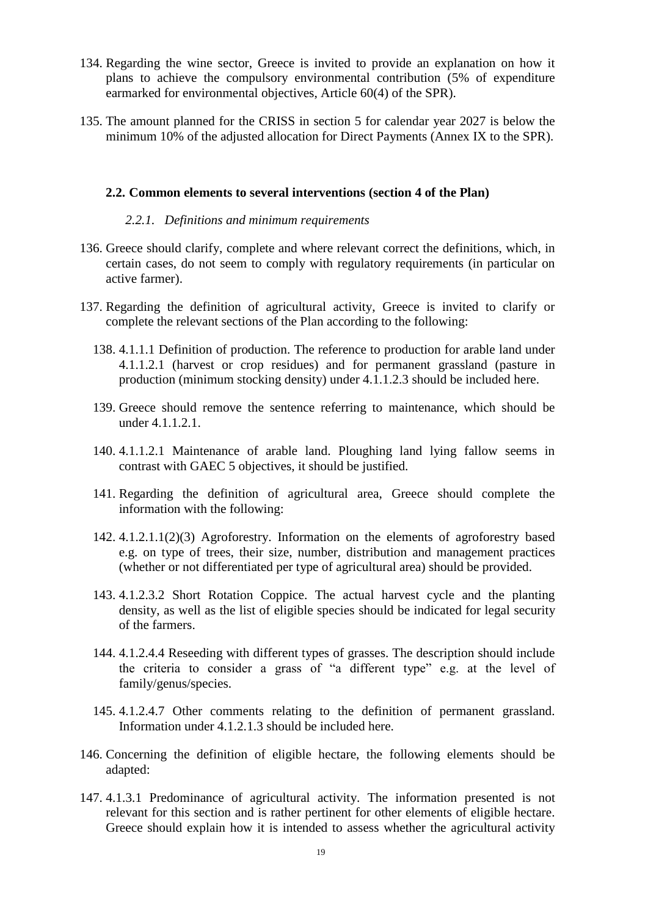134. Regarding the wine sector, Greece is invited to provide an explanation on how it plans to achieve the compulsory environmental contribution (5% of expenditure earmarked for environmental objectives, Article 60(4) of the SPR).

135. The amount planned for the CRISS in section 5 for calendar year 2027 is below the minimum 10% of the adjusted allocation for Direct Payments (Annex IX to the SPR).

### 2.2. Common elements to several interventions (section 4 of the Plan)

#### *2.2.1. Definitions and minimum requirements*

136. Greece should clarify, complete and where relevant correct the definitions, which, in certain cases, do not seem to comply with regulatory requirements (in particular on active farmer).

137. Regarding the definition of agricultural activity, Greece is invited to clarify or complete the relevant sections of the Plan according to the following:

138. 4.1.1.1 Definition of production. The reference to production for arable land under 4.1.1.2.1 (harvest or crop residues) and for permanent grassland (pasture in production (minimum stocking density) under 4.1.1.2.3 should be included here.

139. Greece should remove the sentence referring to maintenance, which should be under 4.1.1.2.1.

140. 4.1.1.2.1 Maintenance of arable land. Ploughing land lying fallow seems in contrast with GAEC 5 objectives, it should be justified.

141. Regarding the definition of agricultural area, Greece should complete the information with the following:

142. 4.1.2.1.1(2)(3) Agroforestry. Information on the elements of agroforestry based e.g. on type of trees, their size, number, distribution and management practices (whether or not differentiated per type of agricultural area) should be provided.

143. 4.1.2.3.2 Short Rotation Coppice. The actual harvest cycle and the planting density, as well as the list of eligible species should be indicated for legal security of the farmers.

144. 4.1.2.4.4 Reseeding with different types of grasses. The description should include the criteria to consider a grass of "a different type" e.g. at the level of family/genus/species.

145. 4.1.2.4.7 Other comments relating to the definition of permanent grassland. Information under 4.1.2.1.3 should be included here.

146. Concerning the definition of eligible hectare, the following elements should be adapted:

147. 4.1.3.1 Predominance of agricultural activity. The information presented is not relevant for this section and is rather pertinent for other elements of eligible hectare. Greece should explain how it is intended to assess whether the agricultural activity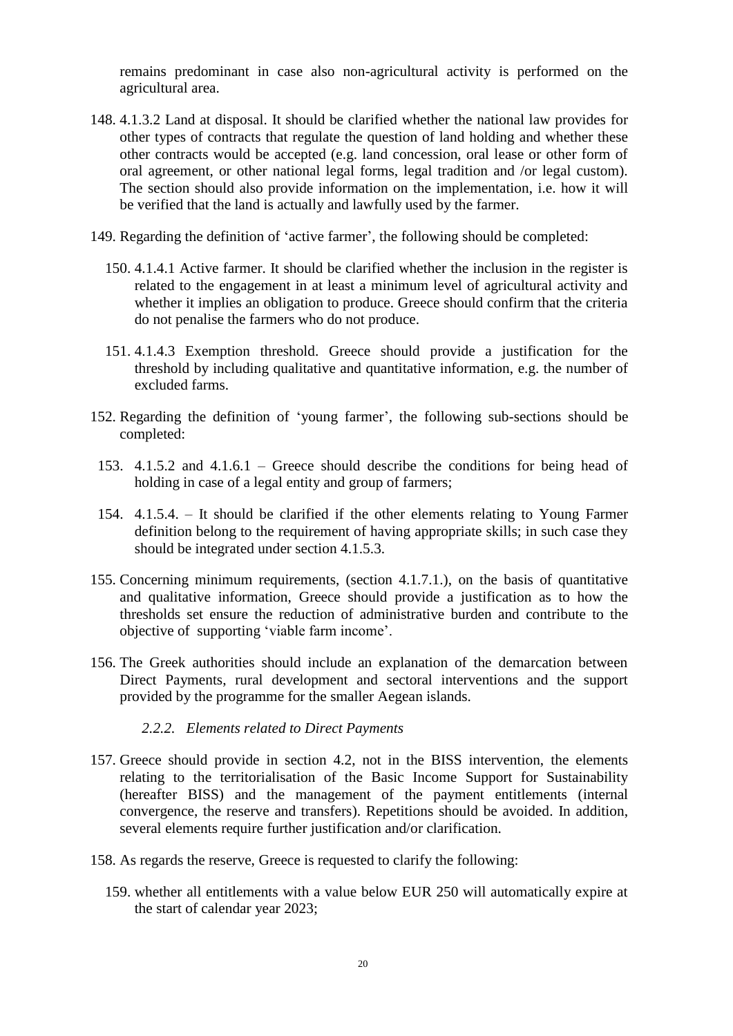remains predominant in case also non-agricultural activity is performed on the agricultural area.

148. 4.1.3.2 Land at disposal. It should be clarified whether the national law provides for other types of contracts that regulate the question of land holding and whether these other contracts would be accepted (e.g. land concession, oral lease or other form of oral agreement, or other national legal forms, legal tradition and /or legal custom). The section should also provide information on the implementation, i.e. how it will be verified that the land is actually and lawfully used by the farmer.

149. Regarding the definition of 'active farmer', the following should be completed:

    150. 4.1.4.1 Active farmer. It should be clarified whether the inclusion in the register is related to the engagement in at least a minimum level of agricultural activity and whether it implies an obligation to produce. Greece should confirm that the criteria do not penalise the farmers who do not produce.

    151. 4.1.4.3 Exemption threshold. Greece should provide a justification for the threshold by including qualitative and quantitative information, e.g. the number of excluded farms.

152. Regarding the definition of 'young farmer', the following sub-sections should be completed:

    153. 4.1.5.2 and 4.1.6.1 – Greece should describe the conditions for being head of holding in case of a legal entity and group of farmers;

    154. 4.1.5.4. – It should be clarified if the other elements relating to Young Farmer definition belong to the requirement of having appropriate skills; in such case they should be integrated under section 4.1.5.3.

155. Concerning minimum requirements, (section 4.1.7.1.), on the basis of quantitative and qualitative information, Greece should provide a justification as to how the thresholds set ensure the reduction of administrative burden and contribute to the objective of supporting 'viable farm income'.

156. The Greek authorities should include an explanation of the demarcation between Direct Payments, rural development and sectoral interventions and the support provided by the programme for the smaller Aegean islands.

### *2.2.2. Elements related to Direct Payments*

157. Greece should provide in section 4.2, not in the BISS intervention, the elements relating to the territorialisation of the Basic Income Support for Sustainability (hereafter BISS) and the management of the payment entitlements (internal convergence, the reserve and transfers). Repetitions should be avoided. In addition, several elements require further justification and/or clarification.

158. As regards the reserve, Greece is requested to clarify the following:

    159. whether all entitlements with a value below EUR 250 will automatically expire at the start of calendar year 2023;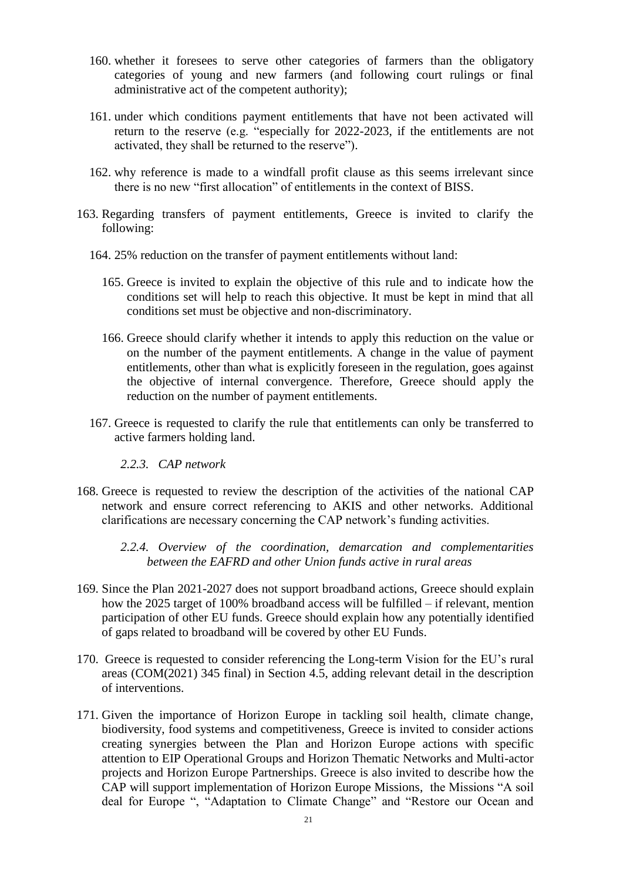160. whether it foresees to serve other categories of farmers than the obligatory categories of young and new farmers (and following court rulings or final administrative act of the competent authority);

161. under which conditions payment entitlements that have not been activated will return to the reserve (e.g. "especially for 2022-2023, if the entitlements are not activated, they shall be returned to the reserve").

162. why reference is made to a windfall profit clause as this seems irrelevant since there is no new "first allocation" of entitlements in the context of BISS.

163. Regarding transfers of payment entitlements, Greece is invited to clarify the following:

164. 25% reduction on the transfer of payment entitlements without land:

165. Greece is invited to explain the objective of this rule and to indicate how the conditions set will help to reach this objective. It must be kept in mind that all conditions set must be objective and non-discriminatory.

166. Greece should clarify whether it intends to apply this reduction on the value or on the number of the payment entitlements. A change in the value of payment entitlements, other than what is explicitly foreseen in the regulation, goes against the objective of internal convergence. Therefore, Greece should apply the reduction on the number of payment entitlements.

167. Greece is requested to clarify the rule that entitlements can only be transferred to active farmers holding land.

#### *2.2.3. CAP network*

168. Greece is requested to review the description of the activities of the national CAP network and ensure correct referencing to AKIS and other networks. Additional clarifications are necessary concerning the CAP network's funding activities.

#### *2.2.4. Overview of the coordination, demarcation and complementarities between the EAFRD and other Union funds active in rural areas*

169. Since the Plan 2021-2027 does not support broadband actions, Greece should explain how the 2025 target of 100% broadband access will be fulfilled – if relevant, mention participation of other EU funds. Greece should explain how any potentially identified of gaps related to broadband will be covered by other EU Funds.

170. Greece is requested to consider referencing the Long-term Vision for the EU's rural areas (COM(2021) 345 final) in Section 4.5, adding relevant detail in the description of interventions.

171. Given the importance of Horizon Europe in tackling soil health, climate change, biodiversity, food systems and competitiveness, Greece is invited to consider actions creating synergies between the Plan and Horizon Europe actions with specific attention to EIP Operational Groups and Horizon Thematic Networks and Multi-actor projects and Horizon Europe Partnerships. Greece is also invited to describe how the CAP will support implementation of Horizon Europe Missions, the Missions "A soil deal for Europe ", "Adaptation to Climate Change" and "Restore our Ocean and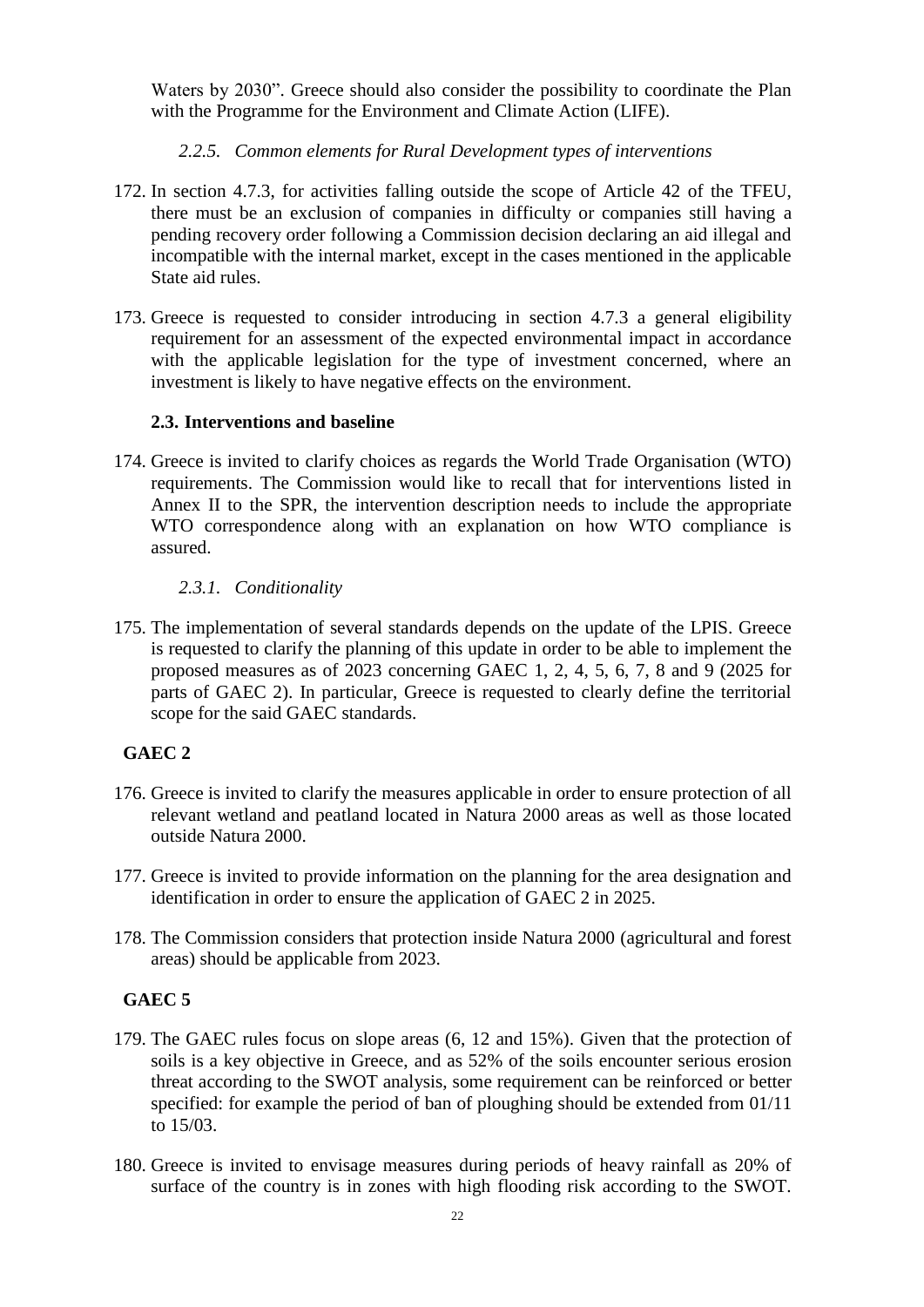Waters by 2030". Greece should also consider the possibility to coordinate the Plan with the Programme for the Environment and Climate Action (LIFE).

#### *2.2.5. Common elements for Rural Development types of interventions*

172. In section 4.7.3, for activities falling outside the scope of Article 42 of the TFEU, there must be an exclusion of companies in difficulty or companies still having a pending recovery order following a Commission decision declaring an aid illegal and incompatible with the internal market, except in the cases mentioned in the applicable State aid rules.

173. Greece is requested to consider introducing in section 4.7.3 a general eligibility requirement for an assessment of the expected environmental impact in accordance with the applicable legislation for the type of investment concerned, where an investment is likely to have negative effects on the environment.

### 2.3. Interventions and baseline

174. Greece is invited to clarify choices as regards the World Trade Organisation (WTO) requirements. The Commission would like to recall that for interventions listed in Annex II to the SPR, the intervention description needs to include the appropriate WTO correspondence along with an explanation on how WTO compliance is assured.

#### *2.3.1. Conditionality*

175. The implementation of several standards depends on the update of the LPIS. Greece is requested to clarify the planning of this update in order to be able to implement the proposed measures as of 2023 concerning GAEC 1, 2, 4, 5, 6, 7, 8 and 9 (2025 for parts of GAEC 2). In particular, Greece is requested to clearly define the territorial scope for the said GAEC standards.

**GAEC 2**

176. Greece is invited to clarify the measures applicable in order to ensure protection of all relevant wetland and peatland located in Natura 2000 areas as well as those located outside Natura 2000.

177. Greece is invited to provide information on the planning for the area designation and identification in order to ensure the application of GAEC 2 in 2025.

178. The Commission considers that protection inside Natura 2000 (agricultural and forest areas) should be applicable from 2023.

**GAEC 5**

179. The GAEC rules focus on slope areas (6, 12 and 15%). Given that the protection of soils is a key objective in Greece, and as 52% of the soils encounter serious erosion threat according to the SWOT analysis, some requirement can be reinforced or better specified: for example the period of ban of ploughing should be extended from 01/11 to 15/03.

180. Greece is invited to envisage measures during periods of heavy rainfall as 20% of surface of the country is in zones with high flooding risk according to the SWOT.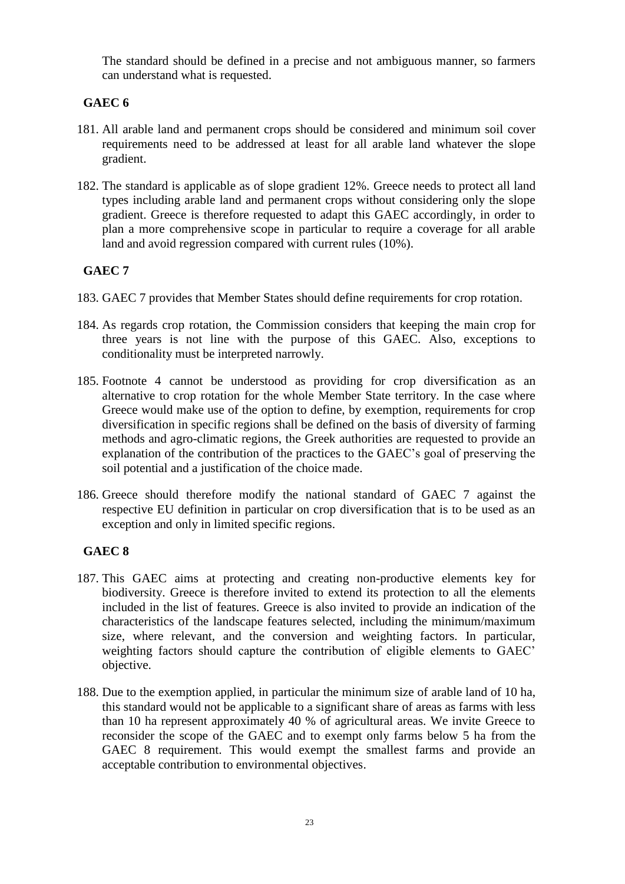The standard should be defined in a precise and not ambiguous manner, so farmers can understand what is requested.

**GAEC 6**

181. All arable land and permanent crops should be considered and minimum soil cover requirements need to be addressed at least for all arable land whatever the slope gradient.

182. The standard is applicable as of slope gradient 12%. Greece needs to protect all land types including arable land and permanent crops without considering only the slope gradient. Greece is therefore requested to adapt this GAEC accordingly, in order to plan a more comprehensive scope in particular to require a coverage for all arable land and avoid regression compared with current rules (10%).

**GAEC 7**

183. GAEC 7 provides that Member States should define requirements for crop rotation.

184. As regards crop rotation, the Commission considers that keeping the main crop for three years is not line with the purpose of this GAEC. Also, exceptions to conditionality must be interpreted narrowly.

185. Footnote 4 cannot be understood as providing for crop diversification as an alternative to crop rotation for the whole Member State territory. In the case where Greece would make use of the option to define, by exemption, requirements for crop diversification in specific regions shall be defined on the basis of diversity of farming methods and agro-climatic regions, the Greek authorities are requested to provide an explanation of the contribution of the practices to the GAEC's goal of preserving the soil potential and a justification of the choice made.

186. Greece should therefore modify the national standard of GAEC 7 against the respective EU definition in particular on crop diversification that is to be used as an exception and only in limited specific regions.

**GAEC 8**

187. This GAEC aims at protecting and creating non-productive elements key for biodiversity. Greece is therefore invited to extend its protection to all the elements included in the list of features. Greece is also invited to provide an indication of the characteristics of the landscape features selected, including the minimum/maximum size, where relevant, and the conversion and weighting factors. In particular, weighting factors should capture the contribution of eligible elements to GAEC' objective.

188. Due to the exemption applied, in particular the minimum size of arable land of 10 ha, this standard would not be applicable to a significant share of areas as farms with less than 10 ha represent approximately 40 % of agricultural areas. We invite Greece to reconsider the scope of the GAEC and to exempt only farms below 5 ha from the GAEC 8 requirement. This would exempt the smallest farms and provide an acceptable contribution to environmental objectives.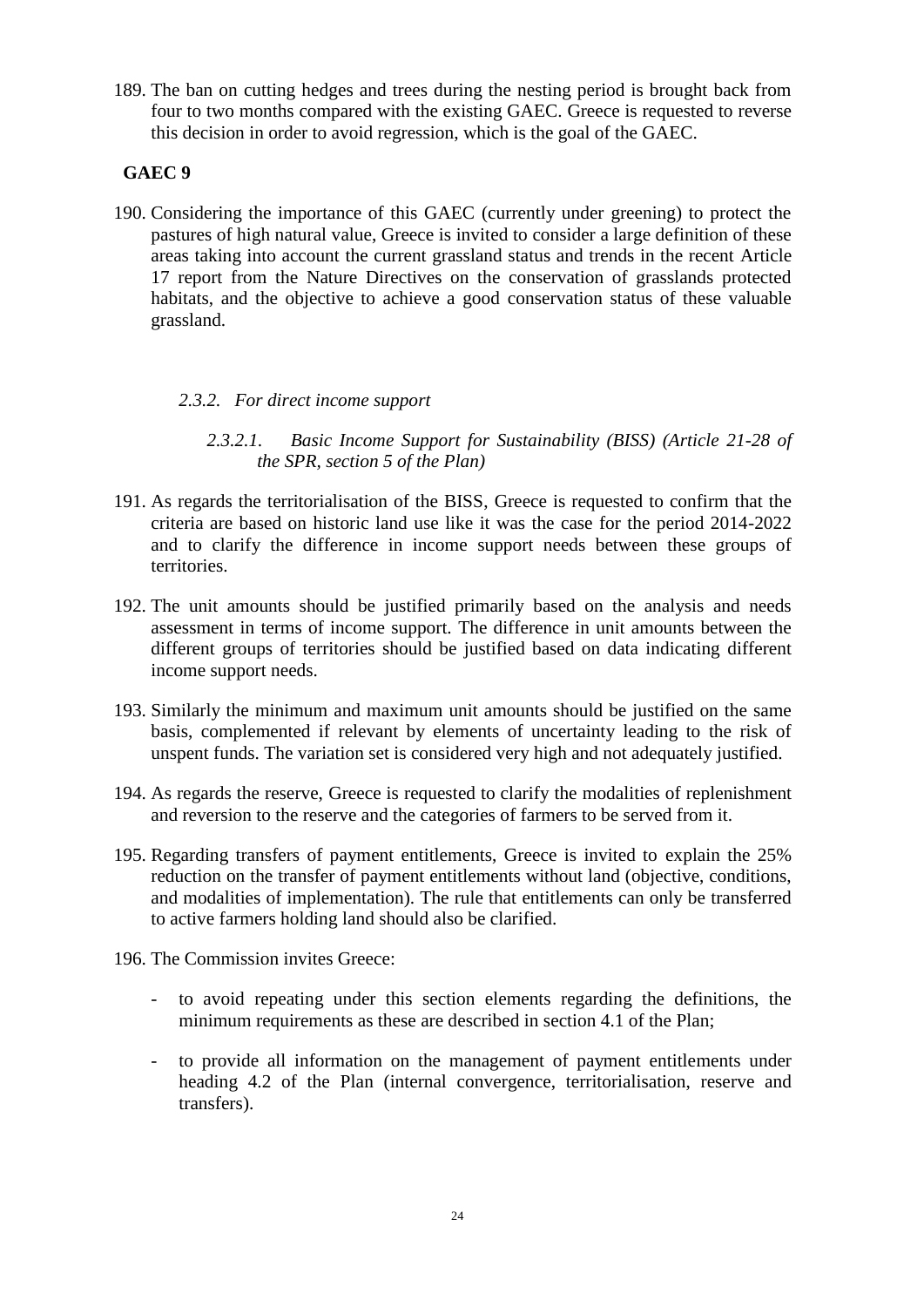189. The ban on cutting hedges and trees during the nesting period is brought back from four to two months compared with the existing GAEC. Greece is requested to reverse this decision in order to avoid regression, which is the goal of the GAEC.

**GAEC 9**

190. Considering the importance of this GAEC (currently under greening) to protect the pastures of high natural value, Greece is invited to consider a large definition of these areas taking into account the current grassland status and trends in the recent Article 17 report from the Nature Directives on the conservation of grasslands protected habitats, and the objective to achieve a good conservation status of these valuable grassland.

#### *2.3.2. For direct income support*

##### *2.3.2.1. Basic Income Support for Sustainability (BISS) (Article 21-28 of the SPR, section 5 of the Plan)*

191. As regards the territorialisation of the BISS, Greece is requested to confirm that the criteria are based on historic land use like it was the case for the period 2014-2022 and to clarify the difference in income support needs between these groups of territories.

192. The unit amounts should be justified primarily based on the analysis and needs assessment in terms of income support. The difference in unit amounts between the different groups of territories should be justified based on data indicating different income support needs.

193. Similarly the minimum and maximum unit amounts should be justified on the same basis, complemented if relevant by elements of uncertainty leading to the risk of unspent funds. The variation set is considered very high and not adequately justified.

194. As regards the reserve, Greece is requested to clarify the modalities of replenishment and reversion to the reserve and the categories of farmers to be served from it.

195. Regarding transfers of payment entitlements, Greece is invited to explain the 25% reduction on the transfer of payment entitlements without land (objective, conditions, and modalities of implementation). The rule that entitlements can only be transferred to active farmers holding land should also be clarified.

196. The Commission invites Greece:

- to avoid repeating under this section elements regarding the definitions, the minimum requirements as these are described in section 4.1 of the Plan;
- to provide all information on the management of payment entitlements under heading 4.2 of the Plan (internal convergence, territorialisation, reserve and transfers).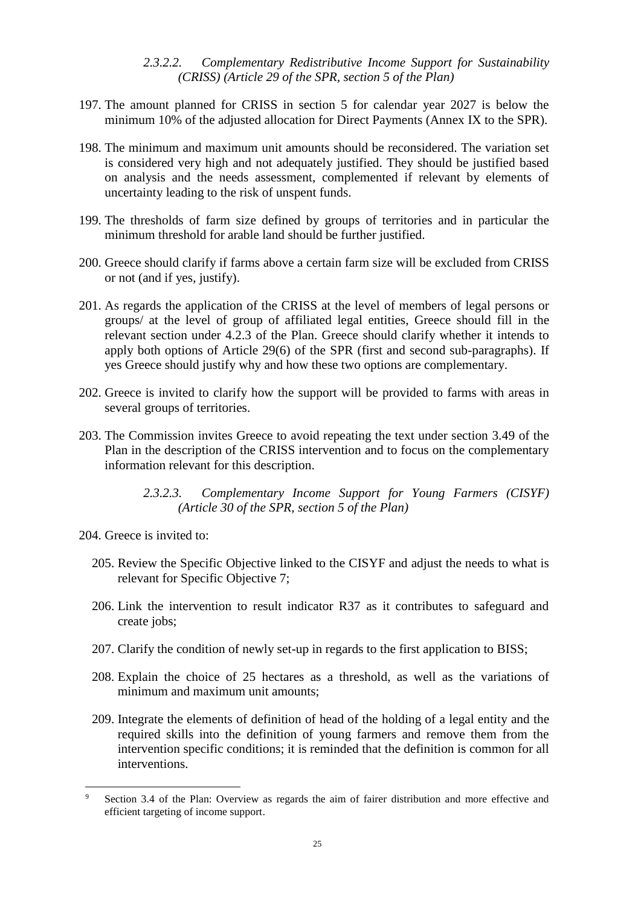#### *2.3.2.2. Complementary Redistributive Income Support for Sustainability (CRISS) (Article 29 of the SPR, section 5 of the Plan)*

197. The amount planned for CRISS in section 5 for calendar year 2027 is below the minimum 10% of the adjusted allocation for Direct Payments (Annex IX to the SPR).

198. The minimum and maximum unit amounts should be reconsidered. The variation set is considered very high and not adequately justified. They should be justified based on analysis and the needs assessment, complemented if relevant by elements of uncertainty leading to the risk of unspent funds.

199. The thresholds of farm size defined by groups of territories and in particular the minimum threshold for arable land should be further justified.

200. Greece should clarify if farms above a certain farm size will be excluded from CRISS or not (and if yes, justify).

201. As regards the application of the CRISS at the level of members of legal persons or groups/ at the level of group of affiliated legal entities, Greece should fill in the relevant section under 4.2.3 of the Plan. Greece should clarify whether it intends to apply both options of Article 29(6) of the SPR (first and second sub-paragraphs). If yes Greece should justify why and how these two options are complementary.

202. Greece is invited to clarify how the support will be provided to farms with areas in several groups of territories.

203. The Commission invites Greece to avoid repeating the text under section 3.49 of the Plan in the description of the CRISS intervention and to focus on the complementary information relevant for this description.

#### *2.3.2.3. Complementary Income Support for Young Farmers (CISYF) (Article 30 of the SPR, section 5 of the Plan)*

204. Greece is invited to:

   205. Review the Specific Objective linked to the CISYF and adjust the needs to what is relevant for Specific Objective 7;

   206. Link the intervention to result indicator R37 as it contributes to safeguard and create jobs;

   207. Clarify the condition of newly set-up in regards to the first application to BISS;

   208. Explain the choice of 25 hectares as a threshold, as well as the variations of minimum and maximum unit amounts;

   209. Integrate the elements of definition of head of the holding of a legal entity and the required skills into the definition of young farmers and remove them from the intervention specific conditions; it is reminded that the definition is common for all interventions.

---

[9] Section 3.4 of the Plan: Overview as regards the aim of fairer distribution and more effective and efficient targeting of income support.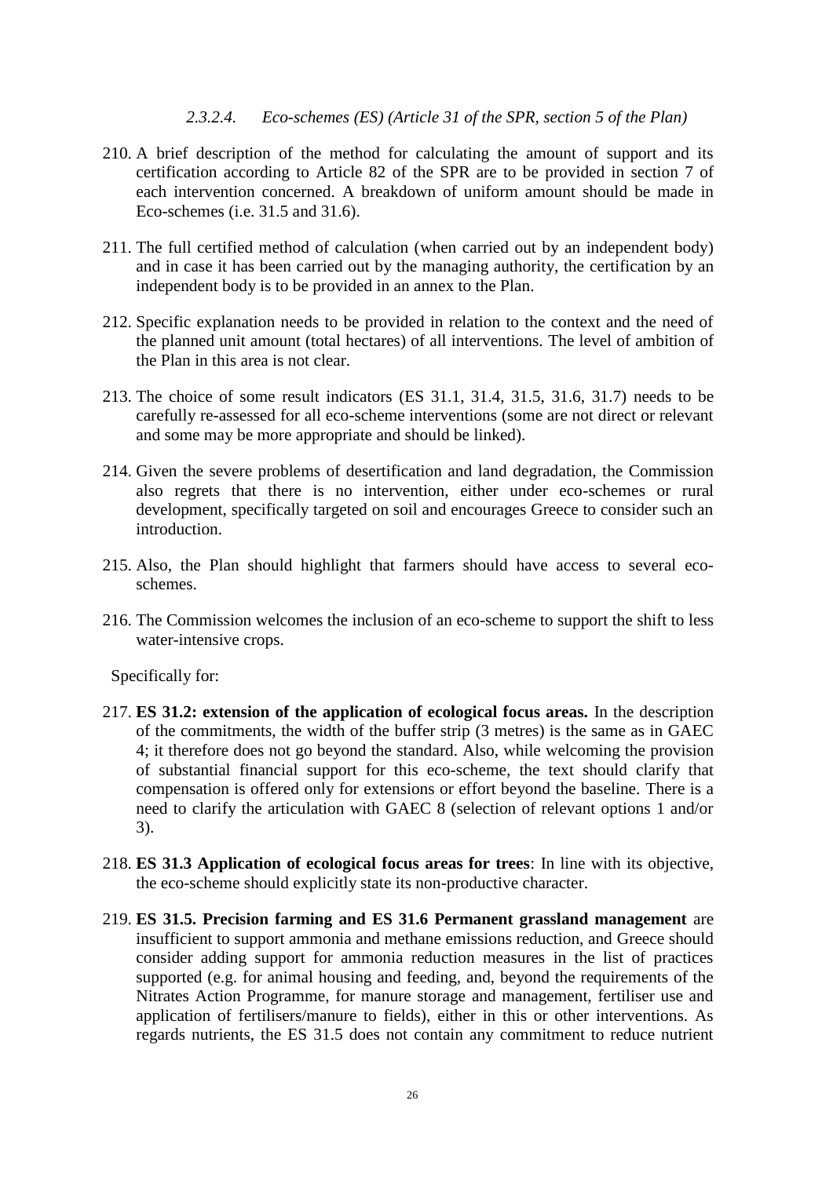#### *2.3.2.4. Eco-schemes (ES) (Article 31 of the SPR, section 5 of the Plan)*

210. A brief description of the method for calculating the amount of support and its certification according to Article 82 of the SPR are to be provided in section 7 of each intervention concerned. A breakdown of uniform amount should be made in Eco-schemes (i.e. 31.5 and 31.6).

211. The full certified method of calculation (when carried out by an independent body) and in case it has been carried out by the managing authority, the certification by an independent body is to be provided in an annex to the Plan.

212. Specific explanation needs to be provided in relation to the context and the need of the planned unit amount (total hectares) of all interventions. The level of ambition of the Plan in this area is not clear.

213. The choice of some result indicators (ES 31.1, 31.4, 31.5, 31.6, 31.7) needs to be carefully re-assessed for all eco-scheme interventions (some are not direct or relevant and some may be more appropriate and should be linked).

214. Given the severe problems of desertification and land degradation, the Commission also regrets that there is no intervention, either under eco-schemes or rural development, specifically targeted on soil and encourages Greece to consider such an introduction.

215. Also, the Plan should highlight that farmers should have access to several eco-schemes.

216. The Commission welcomes the inclusion of an eco-scheme to support the shift to less water-intensive crops.

Specifically for:

217. **ES 31.2: extension of the application of ecological focus areas.** In the description of the commitments, the width of the buffer strip (3 metres) is the same as in GAEC 4; it therefore does not go beyond the standard. Also, while welcoming the provision of substantial financial support for this eco-scheme, the text should clarify that compensation is offered only for extensions or effort beyond the baseline. There is a need to clarify the articulation with GAEC 8 (selection of relevant options 1 and/or 3).

218. **ES 31.3 Application of ecological focus areas for trees**: In line with its objective, the eco-scheme should explicitly state its non-productive character.

219. **ES 31.5. Precision farming and ES 31.6 Permanent grassland management** are insufficient to support ammonia and methane emissions reduction, and Greece should consider adding support for ammonia reduction measures in the list of practices supported (e.g. for animal housing and feeding, and, beyond the requirements of the Nitrates Action Programme, for manure storage and management, fertiliser use and application of fertilisers/manure to fields), either in this or other interventions. As regards nutrients, the ES 31.5 does not contain any commitment to reduce nutrient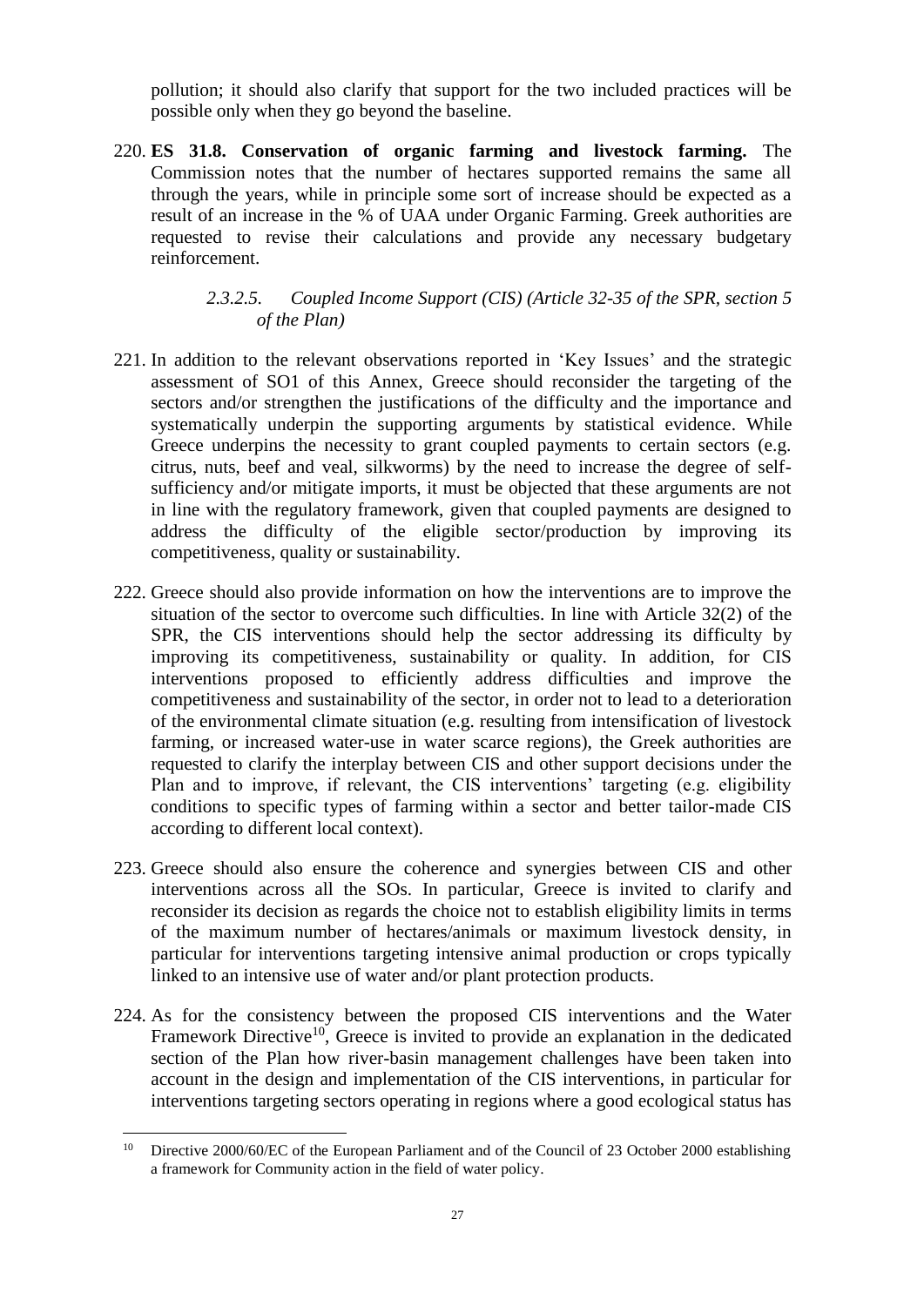pollution; it should also clarify that support for the two included practices will be possible only when they go beyond the baseline.

220. **ES 31.8. Conservation of organic farming and livestock farming.** The Commission notes that the number of hectares supported remains the same all through the years, while in principle some sort of increase should be expected as a result of an increase in the % of UAA under Organic Farming. Greek authorities are requested to revise their calculations and provide any necessary budgetary reinforcement.

##### *2.3.2.5. Coupled Income Support (CIS) (Article 32-35 of the SPR, section 5 of the Plan)*

221. In addition to the relevant observations reported in 'Key Issues' and the strategic assessment of SO1 of this Annex, Greece should reconsider the targeting of the sectors and/or strengthen the justifications of the difficulty and the importance and systematically underpin the supporting arguments by statistical evidence. While Greece underpins the necessity to grant coupled payments to certain sectors (e.g. citrus, nuts, beef and veal, silkworms) by the need to increase the degree of self-sufficiency and/or mitigate imports, it must be objected that these arguments are not in line with the regulatory framework, given that coupled payments are designed to address the difficulty of the eligible sector/production by improving its competitiveness, quality or sustainability.

222. Greece should also provide information on how the interventions are to improve the situation of the sector to overcome such difficulties. In line with Article 32(2) of the SPR, the CIS interventions should help the sector addressing its difficulty by improving its competitiveness, sustainability or quality. In addition, for CIS interventions proposed to efficiently address difficulties and improve the competitiveness and sustainability of the sector, in order not to lead to a deterioration of the environmental climate situation (e.g. resulting from intensification of livestock farming, or increased water-use in water scarce regions), the Greek authorities are requested to clarify the interplay between CIS and other support decisions under the Plan and to improve, if relevant, the CIS interventions' targeting (e.g. eligibility conditions to specific types of farming within a sector and better tailor-made CIS according to different local context).

223. Greece should also ensure the coherence and synergies between CIS and other interventions across all the SOs. In particular, Greece is invited to clarify and reconsider its decision as regards the choice not to establish eligibility limits in terms of the maximum number of hectares/animals or maximum livestock density, in particular for interventions targeting intensive animal production or crops typically linked to an intensive use of water and/or plant protection products.

224. As for the consistency between the proposed CIS interventions and the Water Framework Directive[10], Greece is invited to provide an explanation in the dedicated section of the Plan how river-basin management challenges have been taken into account in the design and implementation of the CIS interventions, in particular for interventions targeting sectors operating in regions where a good ecological status has

---

[10] Directive 2000/60/EC of the European Parliament and of the Council of 23 October 2000 establishing a framework for Community action in the field of water policy.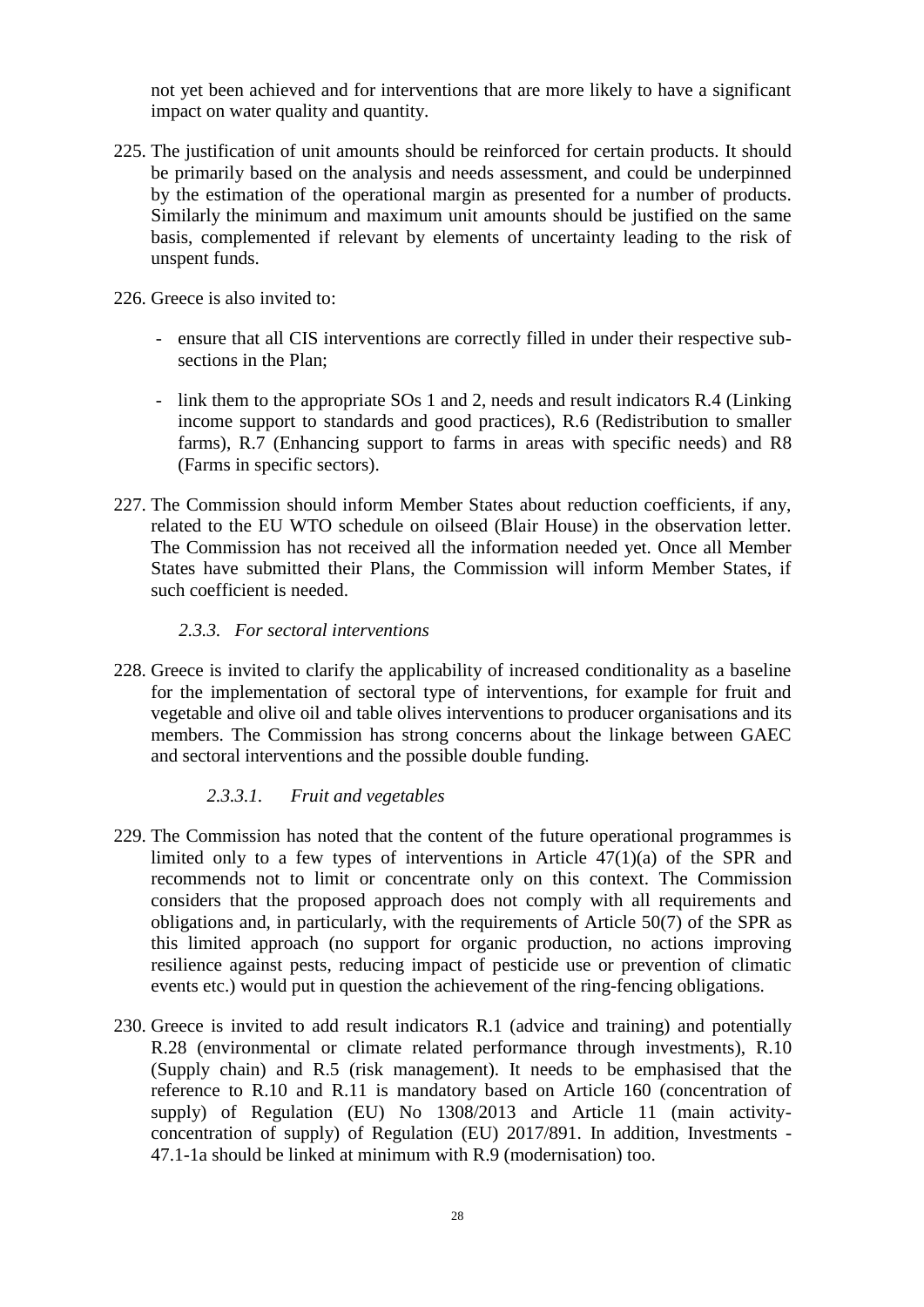not yet been achieved and for interventions that are more likely to have a significant impact on water quality and quantity.

225. The justification of unit amounts should be reinforced for certain products. It should be primarily based on the analysis and needs assessment, and could be underpinned by the estimation of the operational margin as presented for a number of products. Similarly the minimum and maximum unit amounts should be justified on the same basis, complemented if relevant by elements of uncertainty leading to the risk of unspent funds.

226. Greece is also invited to:

   - ensure that all CIS interventions are correctly filled in under their respective sub-sections in the Plan;

   - link them to the appropriate SOs 1 and 2, needs and result indicators R.4 (Linking income support to standards and good practices), R.6 (Redistribution to smaller farms), R.7 (Enhancing support to farms in areas with specific needs) and R8 (Farms in specific sectors).

227. The Commission should inform Member States about reduction coefficients, if any, related to the EU WTO schedule on oilseed (Blair House) in the observation letter. The Commission has not received all the information needed yet. Once all Member States have submitted their Plans, the Commission will inform Member States, if such coefficient is needed.

### *2.3.3. For sectoral interventions*

228. Greece is invited to clarify the applicability of increased conditionality as a baseline for the implementation of sectoral type of interventions, for example for fruit and vegetable and olive oil and table olives interventions to producer organisations and its members. The Commission has strong concerns about the linkage between GAEC and sectoral interventions and the possible double funding.

#### *2.3.3.1. Fruit and vegetables*

229. The Commission has noted that the content of the future operational programmes is limited only to a few types of interventions in Article 47(1)(a) of the SPR and recommends not to limit or concentrate only on this context. The Commission considers that the proposed approach does not comply with all requirements and obligations and, in particularly, with the requirements of Article 50(7) of the SPR as this limited approach (no support for organic production, no actions improving resilience against pests, reducing impact of pesticide use or prevention of climatic events etc.) would put in question the achievement of the ring-fencing obligations.

230. Greece is invited to add result indicators R.1 (advice and training) and potentially R.28 (environmental or climate related performance through investments), R.10 (Supply chain) and R.5 (risk management). It needs to be emphasised that the reference to R.10 and R.11 is mandatory based on Article 160 (concentration of supply) of Regulation (EU) No 1308/2013 and Article 11 (main activity-concentration of supply) of Regulation (EU) 2017/891. In addition, Investments - 47.1-1a should be linked at minimum with R.9 (modernisation) too.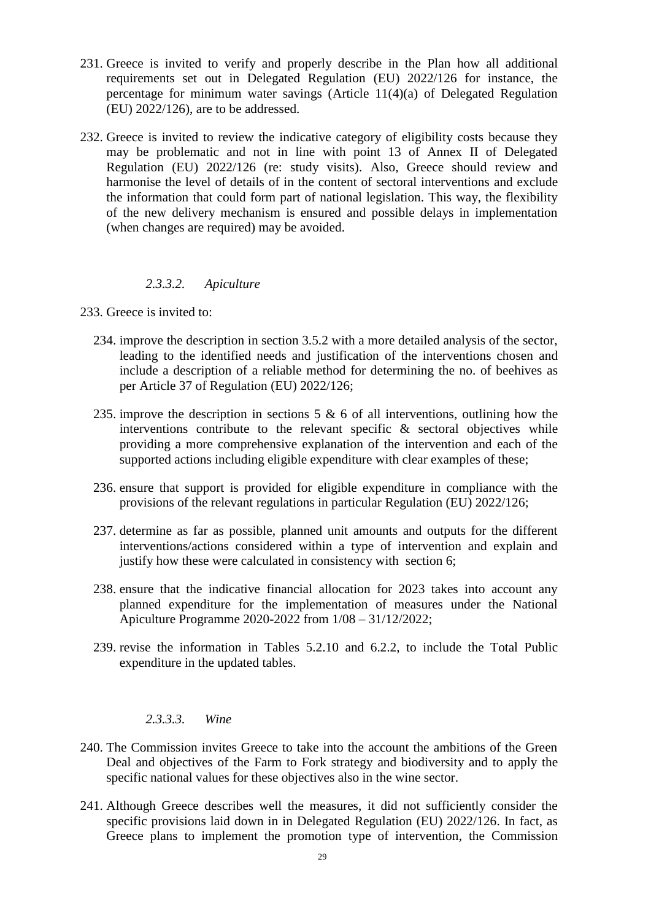231. Greece is invited to verify and properly describe in the Plan how all additional requirements set out in Delegated Regulation (EU) 2022/126 for instance, the percentage for minimum water savings (Article 11(4)(a) of Delegated Regulation (EU) 2022/126), are to be addressed.

232. Greece is invited to review the indicative category of eligibility costs because they may be problematic and not in line with point 13 of Annex II of Delegated Regulation (EU) 2022/126 (re: study visits). Also, Greece should review and harmonise the level of details of in the content of sectoral interventions and exclude the information that could form part of national legislation. This way, the flexibility of the new delivery mechanism is ensured and possible delays in implementation (when changes are required) may be avoided.

#### *2.3.3.2. Apiculture*

233. Greece is invited to:

   234. improve the description in section 3.5.2 with a more detailed analysis of the sector, leading to the identified needs and justification of the interventions chosen and include a description of a reliable method for determining the no. of beehives as per Article 37 of Regulation (EU) 2022/126;

   235. improve the description in sections 5 & 6 of all interventions, outlining how the interventions contribute to the relevant specific & sectoral objectives while providing a more comprehensive explanation of the intervention and each of the supported actions including eligible expenditure with clear examples of these;

   236. ensure that support is provided for eligible expenditure in compliance with the provisions of the relevant regulations in particular Regulation (EU) 2022/126;

   237. determine as far as possible, planned unit amounts and outputs for the different interventions/actions considered within a type of intervention and explain and justify how these were calculated in consistency with section 6;

   238. ensure that the indicative financial allocation for 2023 takes into account any planned expenditure for the implementation of measures under the National Apiculture Programme 2020-2022 from 1/08 – 31/12/2022;

   239. revise the information in Tables 5.2.10 and 6.2.2, to include the Total Public expenditure in the updated tables.

#### *2.3.3.3. Wine*

240. The Commission invites Greece to take into the account the ambitions of the Green Deal and objectives of the Farm to Fork strategy and biodiversity and to apply the specific national values for these objectives also in the wine sector.

241. Although Greece describes well the measures, it did not sufficiently consider the specific provisions laid down in in Delegated Regulation (EU) 2022/126. In fact, as Greece plans to implement the promotion type of intervention, the Commission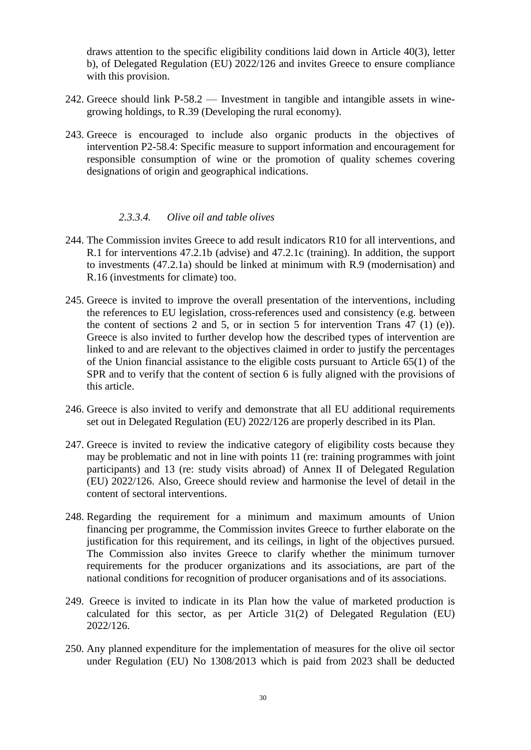draws attention to the specific eligibility conditions laid down in Article 40(3), letter b), of Delegated Regulation (EU) 2022/126 and invites Greece to ensure compliance with this provision.

242. Greece should link P-58.2 — Investment in tangible and intangible assets in wine-growing holdings, to R.39 (Developing the rural economy).

243. Greece is encouraged to include also organic products in the objectives of intervention P2-58.4: Specific measure to support information and encouragement for responsible consumption of wine or the promotion of quality schemes covering designations of origin and geographical indications.

#### *2.3.3.4. Olive oil and table olives*

244. The Commission invites Greece to add result indicators R10 for all interventions, and R.1 for interventions 47.2.1b (advise) and 47.2.1c (training). In addition, the support to investments (47.2.1a) should be linked at minimum with R.9 (modernisation) and R.16 (investments for climate) too.

245. Greece is invited to improve the overall presentation of the interventions, including the references to EU legislation, cross-references used and consistency (e.g. between the content of sections 2 and 5, or in section 5 for intervention Trans 47 (1) (e)). Greece is also invited to further develop how the described types of intervention are linked to and are relevant to the objectives claimed in order to justify the percentages of the Union financial assistance to the eligible costs pursuant to Article 65(1) of the SPR and to verify that the content of section 6 is fully aligned with the provisions of this article.

246. Greece is also invited to verify and demonstrate that all EU additional requirements set out in Delegated Regulation (EU) 2022/126 are properly described in its Plan.

247. Greece is invited to review the indicative category of eligibility costs because they may be problematic and not in line with points 11 (re: training programmes with joint participants) and 13 (re: study visits abroad) of Annex II of Delegated Regulation (EU) 2022/126. Also, Greece should review and harmonise the level of detail in the content of sectoral interventions.

248. Regarding the requirement for a minimum and maximum amounts of Union financing per programme, the Commission invites Greece to further elaborate on the justification for this requirement, and its ceilings, in light of the objectives pursued. The Commission also invites Greece to clarify whether the minimum turnover requirements for the producer organizations and its associations, are part of the national conditions for recognition of producer organisations and of its associations.

249. Greece is invited to indicate in its Plan how the value of marketed production is calculated for this sector, as per Article 31(2) of Delegated Regulation (EU) 2022/126.

250. Any planned expenditure for the implementation of measures for the olive oil sector under Regulation (EU) No 1308/2013 which is paid from 2023 shall be deducted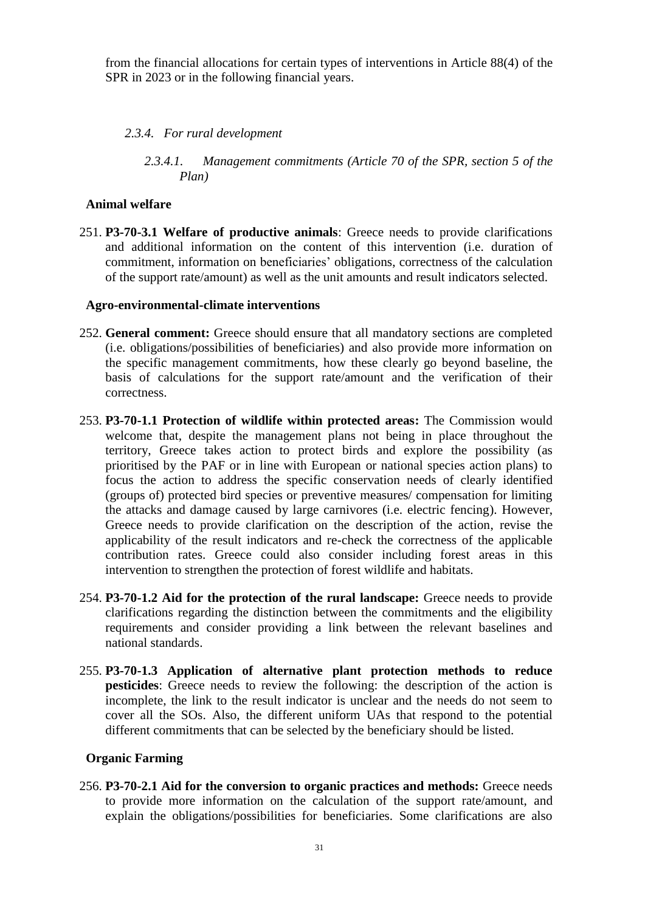from the financial allocations for certain types of interventions in Article 88(4) of the SPR in 2023 or in the following financial years.

#### *2.3.4. For rural development*

##### *2.3.4.1. Management commitments (Article 70 of the SPR, section 5 of the Plan)*

**Animal welfare**

251. **P3-70-3.1 Welfare of productive animals**: Greece needs to provide clarifications and additional information on the content of this intervention (i.e. duration of commitment, information on beneficiaries' obligations, correctness of the calculation of the support rate/amount) as well as the unit amounts and result indicators selected.

**Agro-environmental-climate interventions**

252. **General comment:** Greece should ensure that all mandatory sections are completed (i.e. obligations/possibilities of beneficiaries) and also provide more information on the specific management commitments, how these clearly go beyond baseline, the basis of calculations for the support rate/amount and the verification of their correctness.

253. **P3-70-1.1 Protection of wildlife within protected areas:** The Commission would welcome that, despite the management plans not being in place throughout the territory, Greece takes action to protect birds and explore the possibility (as prioritised by the PAF or in line with European or national species action plans) to focus the action to address the specific conservation needs of clearly identified (groups of) protected bird species or preventive measures/ compensation for limiting the attacks and damage caused by large carnivores (i.e. electric fencing). However, Greece needs to provide clarification on the description of the action, revise the applicability of the result indicators and re-check the correctness of the applicable contribution rates. Greece could also consider including forest areas in this intervention to strengthen the protection of forest wildlife and habitats.

254. **P3-70-1.2 Aid for the protection of the rural landscape:** Greece needs to provide clarifications regarding the distinction between the commitments and the eligibility requirements and consider providing a link between the relevant baselines and national standards.

255. **P3-70-1.3 Application of alternative plant protection methods to reduce pesticides**: Greece needs to review the following: the description of the action is incomplete, the link to the result indicator is unclear and the needs do not seem to cover all the SOs. Also, the different uniform UAs that respond to the potential different commitments that can be selected by the beneficiary should be listed.

**Organic Farming**

256. **P3-70-2.1 Aid for the conversion to organic practices and methods:** Greece needs to provide more information on the calculation of the support rate/amount, and explain the obligations/possibilities for beneficiaries. Some clarifications are also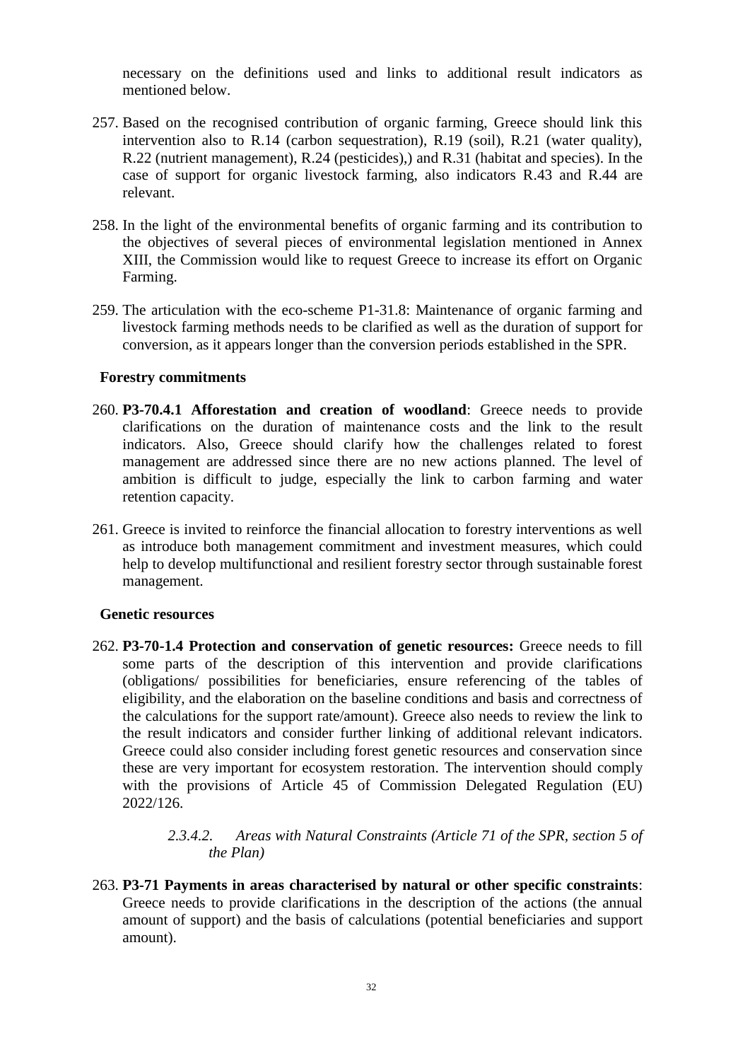necessary on the definitions used and links to additional result indicators as mentioned below.

257. Based on the recognised contribution of organic farming, Greece should link this intervention also to R.14 (carbon sequestration), R.19 (soil), R.21 (water quality), R.22 (nutrient management), R.24 (pesticides),) and R.31 (habitat and species). In the case of support for organic livestock farming, also indicators R.43 and R.44 are relevant.

258. In the light of the environmental benefits of organic farming and its contribution to the objectives of several pieces of environmental legislation mentioned in Annex XIII, the Commission would like to request Greece to increase its effort on Organic Farming.

259. The articulation with the eco-scheme P1-31.8: Maintenance of organic farming and livestock farming methods needs to be clarified as well as the duration of support for conversion, as it appears longer than the conversion periods established in the SPR.

**Forestry commitments**

260. **P3-70.4.1 Afforestation and creation of woodland**: Greece needs to provide clarifications on the duration of maintenance costs and the link to the result indicators. Also, Greece should clarify how the challenges related to forest management are addressed since there are no new actions planned. The level of ambition is difficult to judge, especially the link to carbon farming and water retention capacity.

261. Greece is invited to reinforce the financial allocation to forestry interventions as well as introduce both management commitment and investment measures, which could help to develop multifunctional and resilient forestry sector through sustainable forest management.

**Genetic resources**

262. **P3-70-1.4 Protection and conservation of genetic resources:** Greece needs to fill some parts of the description of this intervention and provide clarifications (obligations/ possibilities for beneficiaries, ensure referencing of the tables of eligibility, and the elaboration on the baseline conditions and basis and correctness of the calculations for the support rate/amount). Greece also needs to review the link to the result indicators and consider further linking of additional relevant indicators. Greece could also consider including forest genetic resources and conservation since these are very important for ecosystem restoration. The intervention should comply with the provisions of Article 45 of Commission Delegated Regulation (EU) 2022/126.

*2.3.4.2. Areas with Natural Constraints (Article 71 of the SPR, section 5 of the Plan)*

263. **P3-71 Payments in areas characterised by natural or other specific constraints**: Greece needs to provide clarifications in the description of the actions (the annual amount of support) and the basis of calculations (potential beneficiaries and support amount).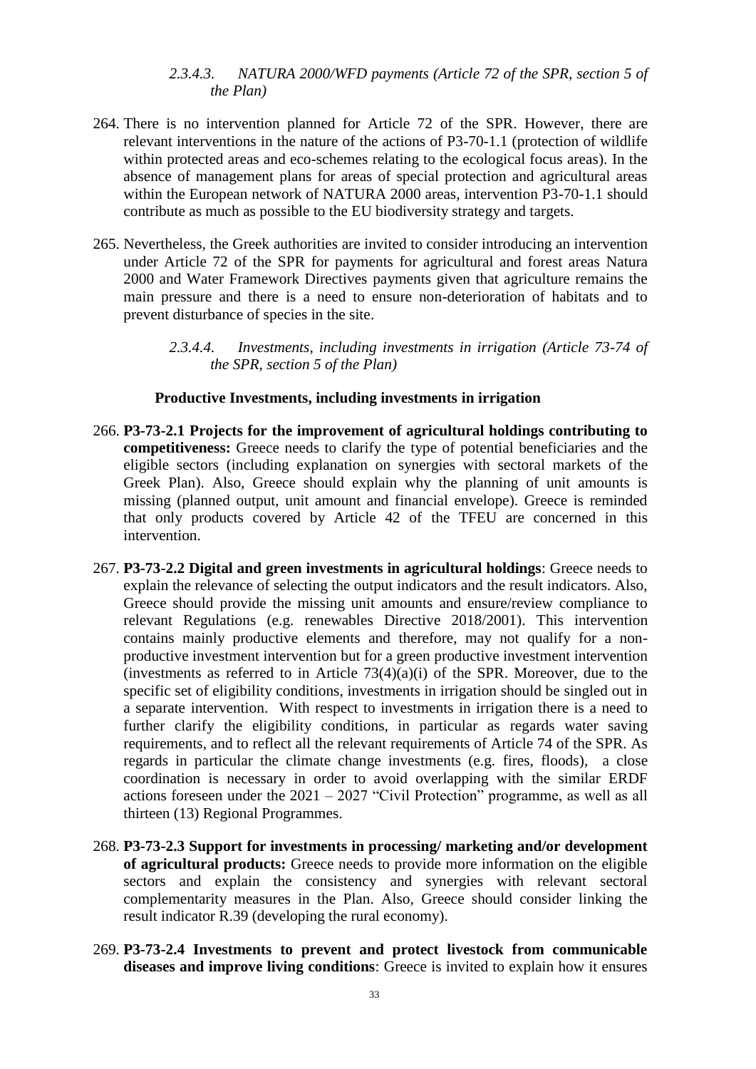#### *2.3.4.3. NATURA 2000/WFD payments (Article 72 of the SPR, section 5 of the Plan)*

264. There is no intervention planned for Article 72 of the SPR. However, there are relevant interventions in the nature of the actions of P3-70-1.1 (protection of wildlife within protected areas and eco-schemes relating to the ecological focus areas). In the absence of management plans for areas of special protection and agricultural areas within the European network of NATURA 2000 areas, intervention P3-70-1.1 should contribute as much as possible to the EU biodiversity strategy and targets.

265. Nevertheless, the Greek authorities are invited to consider introducing an intervention under Article 72 of the SPR for payments for agricultural and forest areas Natura 2000 and Water Framework Directives payments given that agriculture remains the main pressure and there is a need to ensure non-deterioration of habitats and to prevent disturbance of species in the site.

#### *2.3.4.4. Investments, including investments in irrigation (Article 73-74 of the SPR, section 5 of the Plan)*

**Productive Investments, including investments in irrigation**

266. **P3-73-2.1 Projects for the improvement of agricultural holdings contributing to competitiveness:** Greece needs to clarify the type of potential beneficiaries and the eligible sectors (including explanation on synergies with sectoral markets of the Greek Plan). Also, Greece should explain why the planning of unit amounts is missing (planned output, unit amount and financial envelope). Greece is reminded that only products covered by Article 42 of the TFEU are concerned in this intervention.

267. **P3-73-2.2 Digital and green investments in agricultural holdings**: Greece needs to explain the relevance of selecting the output indicators and the result indicators. Also, Greece should provide the missing unit amounts and ensure/review compliance to relevant Regulations (e.g. renewables Directive 2018/2001). This intervention contains mainly productive elements and therefore, may not qualify for a non-productive investment intervention but for a green productive investment intervention (investments as referred to in Article 73(4)(a)(i) of the SPR. Moreover, due to the specific set of eligibility conditions, investments in irrigation should be singled out in a separate intervention. With respect to investments in irrigation there is a need to further clarify the eligibility conditions, in particular as regards water saving requirements, and to reflect all the relevant requirements of Article 74 of the SPR. As regards in particular the climate change investments (e.g. fires, floods), a close coordination is necessary in order to avoid overlapping with the similar ERDF actions foreseen under the 2021 – 2027 "Civil Protection" programme, as well as all thirteen (13) Regional Programmes.

268. **P3-73-2.3 Support for investments in processing/ marketing and/or development of agricultural products:** Greece needs to provide more information on the eligible sectors and explain the consistency and synergies with relevant sectoral complementarity measures in the Plan. Also, Greece should consider linking the result indicator R.39 (developing the rural economy).

269. **P3-73-2.4 Investments to prevent and protect livestock from communicable diseases and improve living conditions**: Greece is invited to explain how it ensures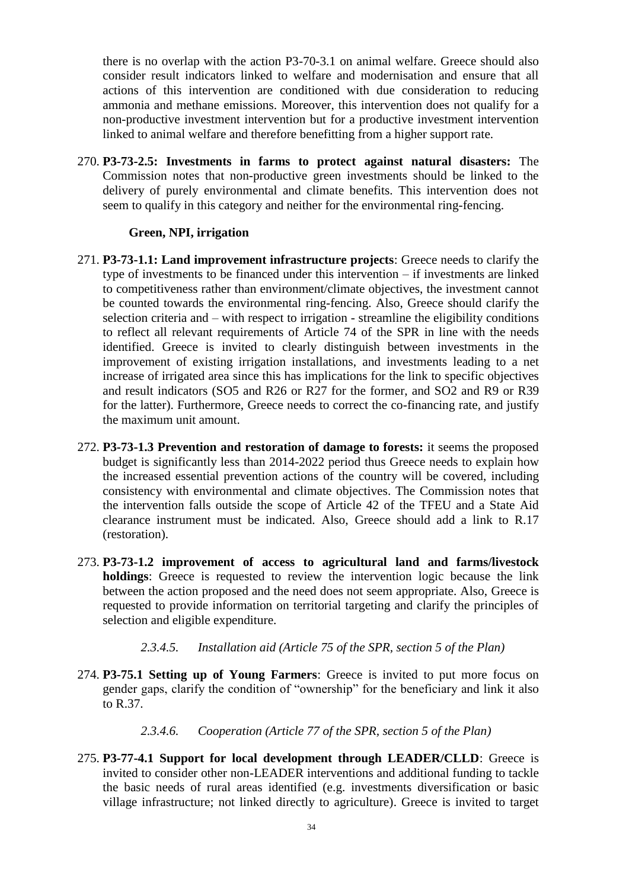there is no overlap with the action P3-70-3.1 on animal welfare. Greece should also consider result indicators linked to welfare and modernisation and ensure that all actions of this intervention are conditioned with due consideration to reducing ammonia and methane emissions. Moreover, this intervention does not qualify for a non-productive investment intervention but for a productive investment intervention linked to animal welfare and therefore benefitting from a higher support rate.

270. **P3-73-2.5: Investments in farms to protect against natural disasters:** The Commission notes that non-productive green investments should be linked to the delivery of purely environmental and climate benefits. This intervention does not seem to qualify in this category and neither for the environmental ring-fencing.

**Green, NPI, irrigation**

271. **P3-73-1.1: Land improvement infrastructure projects**: Greece needs to clarify the type of investments to be financed under this intervention – if investments are linked to competitiveness rather than environment/climate objectives, the investment cannot be counted towards the environmental ring-fencing. Also, Greece should clarify the selection criteria and – with respect to irrigation - streamline the eligibility conditions to reflect all relevant requirements of Article 74 of the SPR in line with the needs identified. Greece is invited to clearly distinguish between investments in the improvement of existing irrigation installations, and investments leading to a net increase of irrigated area since this has implications for the link to specific objectives and result indicators (SO5 and R26 or R27 for the former, and SO2 and R9 or R39 for the latter). Furthermore, Greece needs to correct the co-financing rate, and justify the maximum unit amount.

272. **P3-73-1.3 Prevention and restoration of damage to forests:** it seems the proposed budget is significantly less than 2014-2022 period thus Greece needs to explain how the increased essential prevention actions of the country will be covered, including consistency with environmental and climate objectives. The Commission notes that the intervention falls outside the scope of Article 42 of the TFEU and a State Aid clearance instrument must be indicated. Also, Greece should add a link to R.17 (restoration).

273. **P3-73-1.2 improvement of access to agricultural land and farms/livestock holdings**: Greece is requested to review the intervention logic because the link between the action proposed and the need does not seem appropriate. Also, Greece is requested to provide information on territorial targeting and clarify the principles of selection and eligible expenditure.

#### *2.3.4.5. Installation aid (Article 75 of the SPR, section 5 of the Plan)*

274. **P3-75.1 Setting up of Young Farmers**: Greece is invited to put more focus on gender gaps, clarify the condition of "ownership" for the beneficiary and link it also to R.37.

#### *2.3.4.6. Cooperation (Article 77 of the SPR, section 5 of the Plan)*

275. **P3-77-4.1 Support for local development through LEADER/CLLD**: Greece is invited to consider other non-LEADER interventions and additional funding to tackle the basic needs of rural areas identified (e.g. investments diversification or basic village infrastructure; not linked directly to agriculture). Greece is invited to target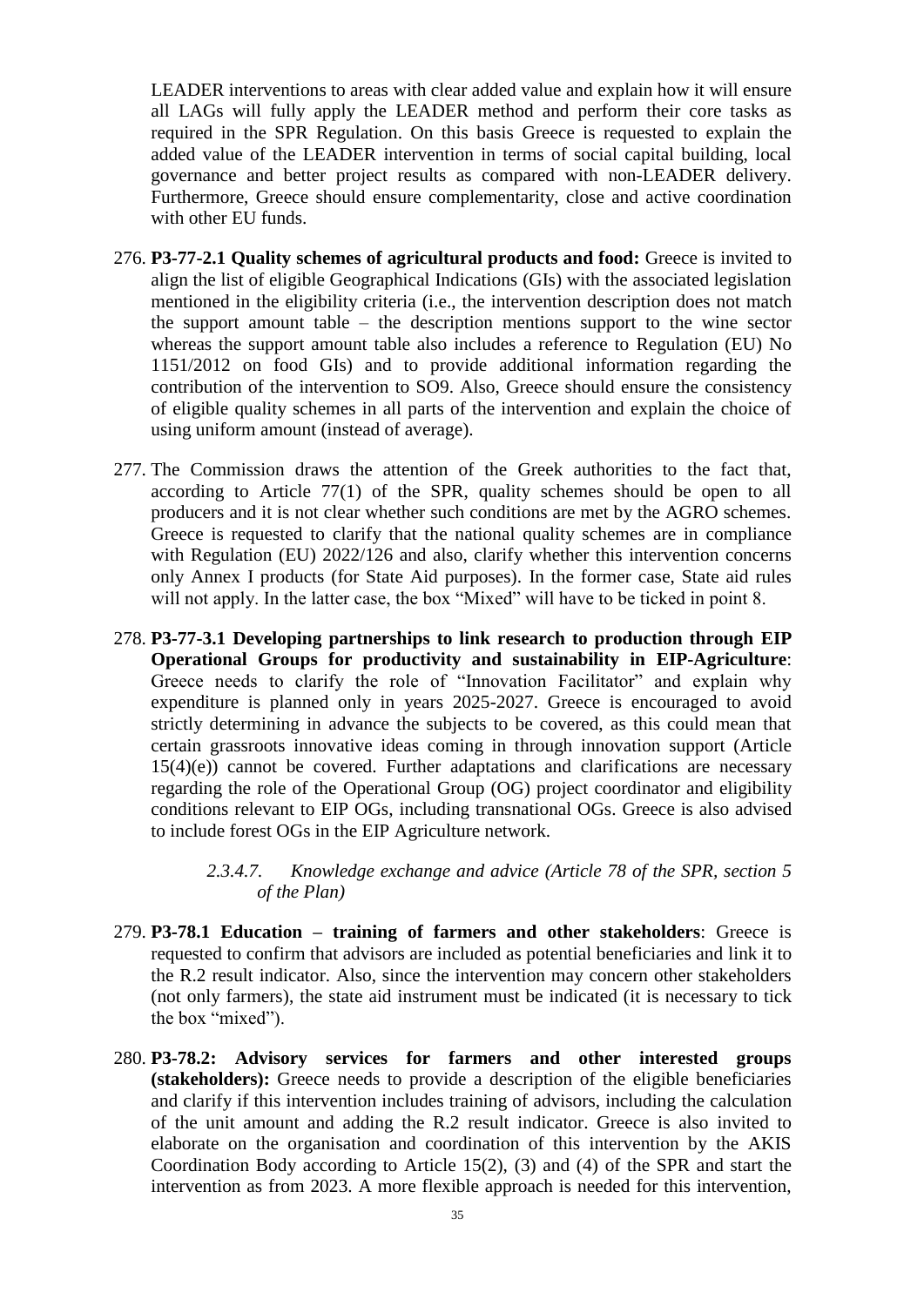LEADER interventions to areas with clear added value and explain how it will ensure all LAGs will fully apply the LEADER method and perform their core tasks as required in the SPR Regulation. On this basis Greece is requested to explain the added value of the LEADER intervention in terms of social capital building, local governance and better project results as compared with non-LEADER delivery. Furthermore, Greece should ensure complementarity, close and active coordination with other EU funds.

276. **P3-77-2.1 Quality schemes of agricultural products and food:** Greece is invited to align the list of eligible Geographical Indications (GIs) with the associated legislation mentioned in the eligibility criteria (i.e., the intervention description does not match the support amount table – the description mentions support to the wine sector whereas the support amount table also includes a reference to Regulation (EU) No 1151/2012 on food GIs) and to provide additional information regarding the contribution of the intervention to SO9. Also, Greece should ensure the consistency of eligible quality schemes in all parts of the intervention and explain the choice of using uniform amount (instead of average).

277. The Commission draws the attention of the Greek authorities to the fact that, according to Article 77(1) of the SPR, quality schemes should be open to all producers and it is not clear whether such conditions are met by the AGRO schemes. Greece is requested to clarify that the national quality schemes are in compliance with Regulation (EU) 2022/126 and also, clarify whether this intervention concerns only Annex I products (for State Aid purposes). In the former case, State aid rules will not apply. In the latter case, the box "Mixed" will have to be ticked in point 8.

278. **P3-77-3.1 Developing partnerships to link research to production through EIP Operational Groups for productivity and sustainability in EIP-Agriculture**: Greece needs to clarify the role of "Innovation Facilitator" and explain why expenditure is planned only in years 2025-2027. Greece is encouraged to avoid strictly determining in advance the subjects to be covered, as this could mean that certain grassroots innovative ideas coming in through innovation support (Article 15(4)(e)) cannot be covered. Further adaptations and clarifications are necessary regarding the role of the Operational Group (OG) project coordinator and eligibility conditions relevant to EIP OGs, including transnational OGs. Greece is also advised to include forest OGs in the EIP Agriculture network.

*2.3.4.7. Knowledge exchange and advice (Article 78 of the SPR, section 5 of the Plan)*

279. **P3-78.1 Education – training of farmers and other stakeholders**: Greece is requested to confirm that advisors are included as potential beneficiaries and link it to the R.2 result indicator. Also, since the intervention may concern other stakeholders (not only farmers), the state aid instrument must be indicated (it is necessary to tick the box "mixed").

280. **P3-78.2: Advisory services for farmers and other interested groups (stakeholders):** Greece needs to provide a description of the eligible beneficiaries and clarify if this intervention includes training of advisors, including the calculation of the unit amount and adding the R.2 result indicator. Greece is also invited to elaborate on the organisation and coordination of this intervention by the AKIS Coordination Body according to Article 15(2), (3) and (4) of the SPR and start the intervention as from 2023. A more flexible approach is needed for this intervention,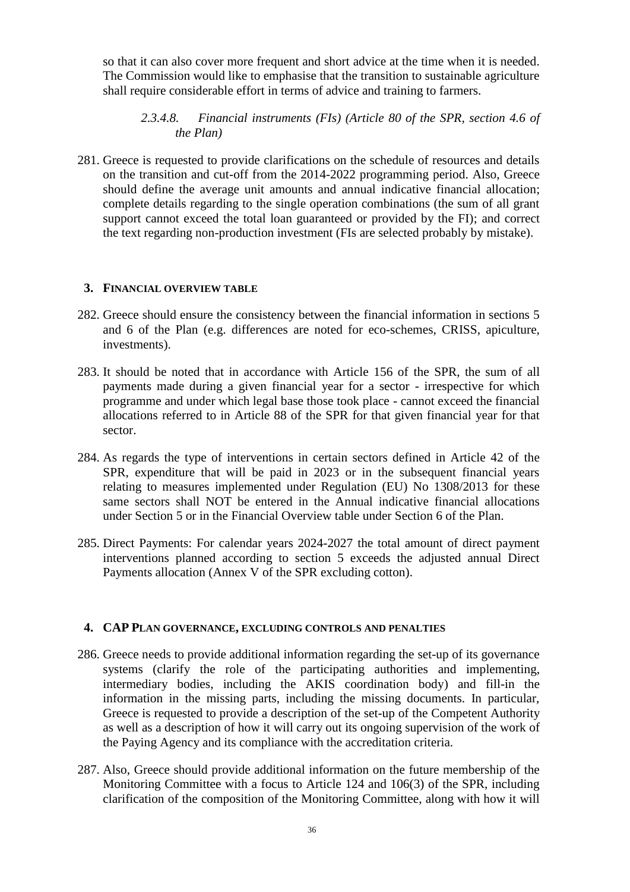so that it can also cover more frequent and short advice at the time when it is needed. The Commission would like to emphasise that the transition to sustainable agriculture shall require considerable effort in terms of advice and training to farmers.

#### *2.3.4.8. Financial instruments (FIs) (Article 80 of the SPR, section 4.6 of the Plan)*

281. Greece is requested to provide clarifications on the schedule of resources and details on the transition and cut-off from the 2014-2022 programming period. Also, Greece should define the average unit amounts and annual indicative financial allocation; complete details regarding to the single operation combinations (the sum of all grant support cannot exceed the total loan guaranteed or provided by the FI); and correct the text regarding non-production investment (FIs are selected probably by mistake).

## 3. FINANCIAL OVERVIEW TABLE

282. Greece should ensure the consistency between the financial information in sections 5 and 6 of the Plan (e.g. differences are noted for eco-schemes, CRISS, apiculture, investments).

283. It should be noted that in accordance with Article 156 of the SPR, the sum of all payments made during a given financial year for a sector - irrespective for which programme and under which legal base those took place - cannot exceed the financial allocations referred to in Article 88 of the SPR for that given financial year for that sector.

284. As regards the type of interventions in certain sectors defined in Article 42 of the SPR, expenditure that will be paid in 2023 or in the subsequent financial years relating to measures implemented under Regulation (EU) No 1308/2013 for these same sectors shall NOT be entered in the Annual indicative financial allocations under Section 5 or in the Financial Overview table under Section 6 of the Plan.

285. Direct Payments: For calendar years 2024-2027 the total amount of direct payment interventions planned according to section 5 exceeds the adjusted annual Direct Payments allocation (Annex V of the SPR excluding cotton).

## 4. CAP PLAN GOVERNANCE, EXCLUDING CONTROLS AND PENALTIES

286. Greece needs to provide additional information regarding the set-up of its governance systems (clarify the role of the participating authorities and implementing, intermediary bodies, including the AKIS coordination body) and fill-in the information in the missing parts, including the missing documents. In particular, Greece is requested to provide a description of the set-up of the Competent Authority as well as a description of how it will carry out its ongoing supervision of the work of the Paying Agency and its compliance with the accreditation criteria.

287. Also, Greece should provide additional information on the future membership of the Monitoring Committee with a focus to Article 124 and 106(3) of the SPR, including clarification of the composition of the Monitoring Committee, along with how it will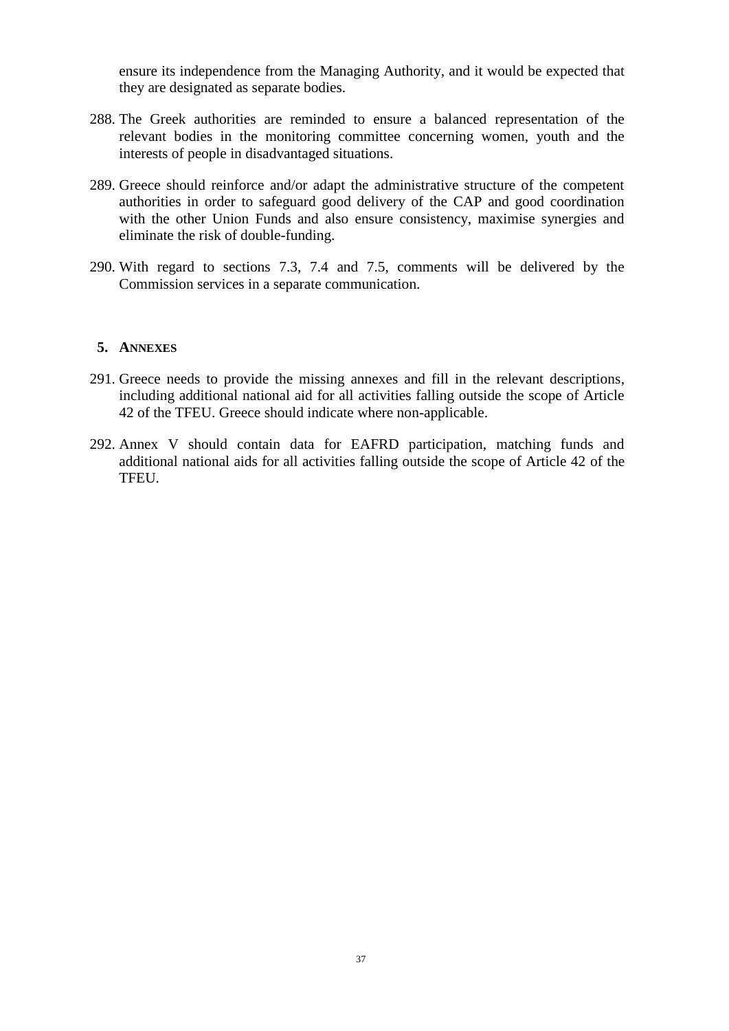ensure its independence from the Managing Authority, and it would be expected that they are designated as separate bodies.

288. The Greek authorities are reminded to ensure a balanced representation of the relevant bodies in the monitoring committee concerning women, youth and the interests of people in disadvantaged situations.

289. Greece should reinforce and/or adapt the administrative structure of the competent authorities in order to safeguard good delivery of the CAP and good coordination with the other Union Funds and also ensure consistency, maximise synergies and eliminate the risk of double-funding.

290. With regard to sections 7.3, 7.4 and 7.5, comments will be delivered by the Commission services in a separate communication.

## 5. ANNEXES

291. Greece needs to provide the missing annexes and fill in the relevant descriptions, including additional national aid for all activities falling outside the scope of Article 42 of the TFEU. Greece should indicate where non-applicable.

292. Annex V should contain data for EAFRD participation, matching funds and additional national aids for all activities falling outside the scope of Article 42 of the TFEU.